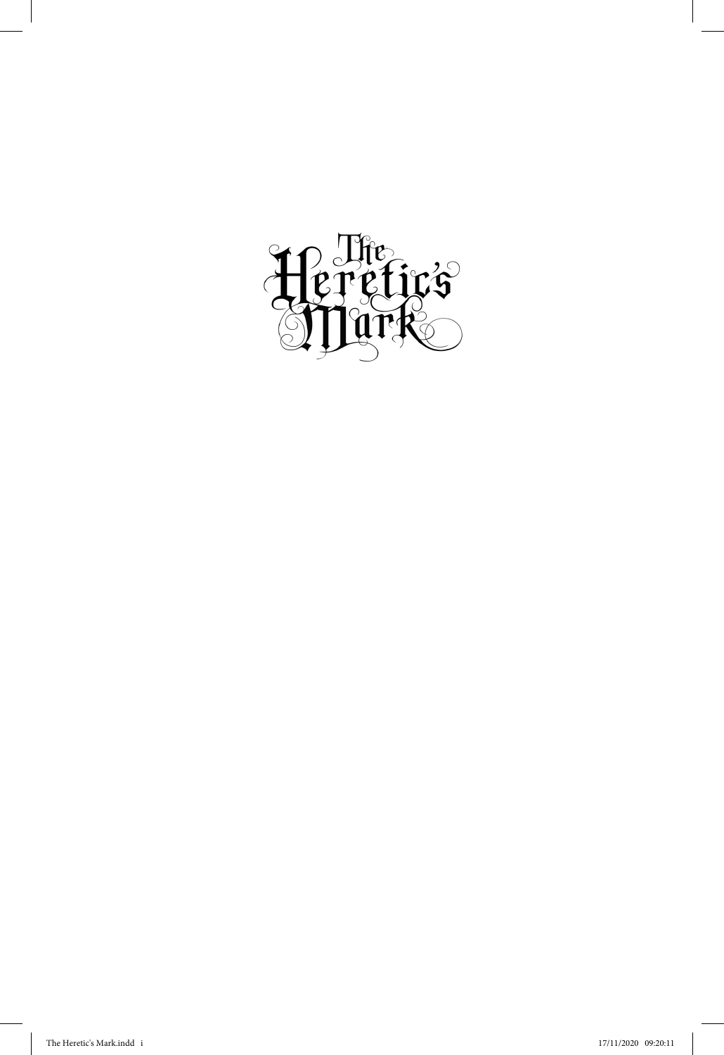# The Heretic's Mark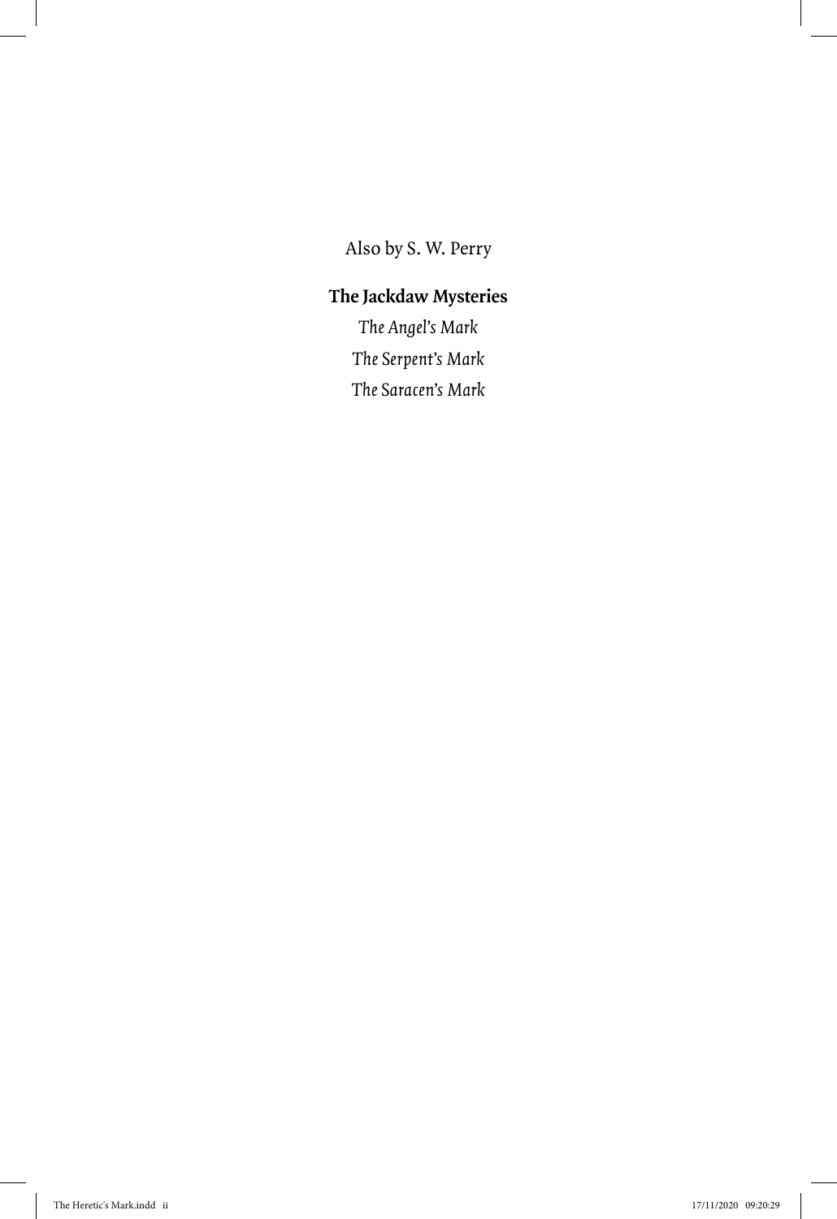Also by S. W. Perry

**The Jackdaw Mysteries**

*The Angel's Mark*

*The Serpent's Mark*

*The Saracen's Mark*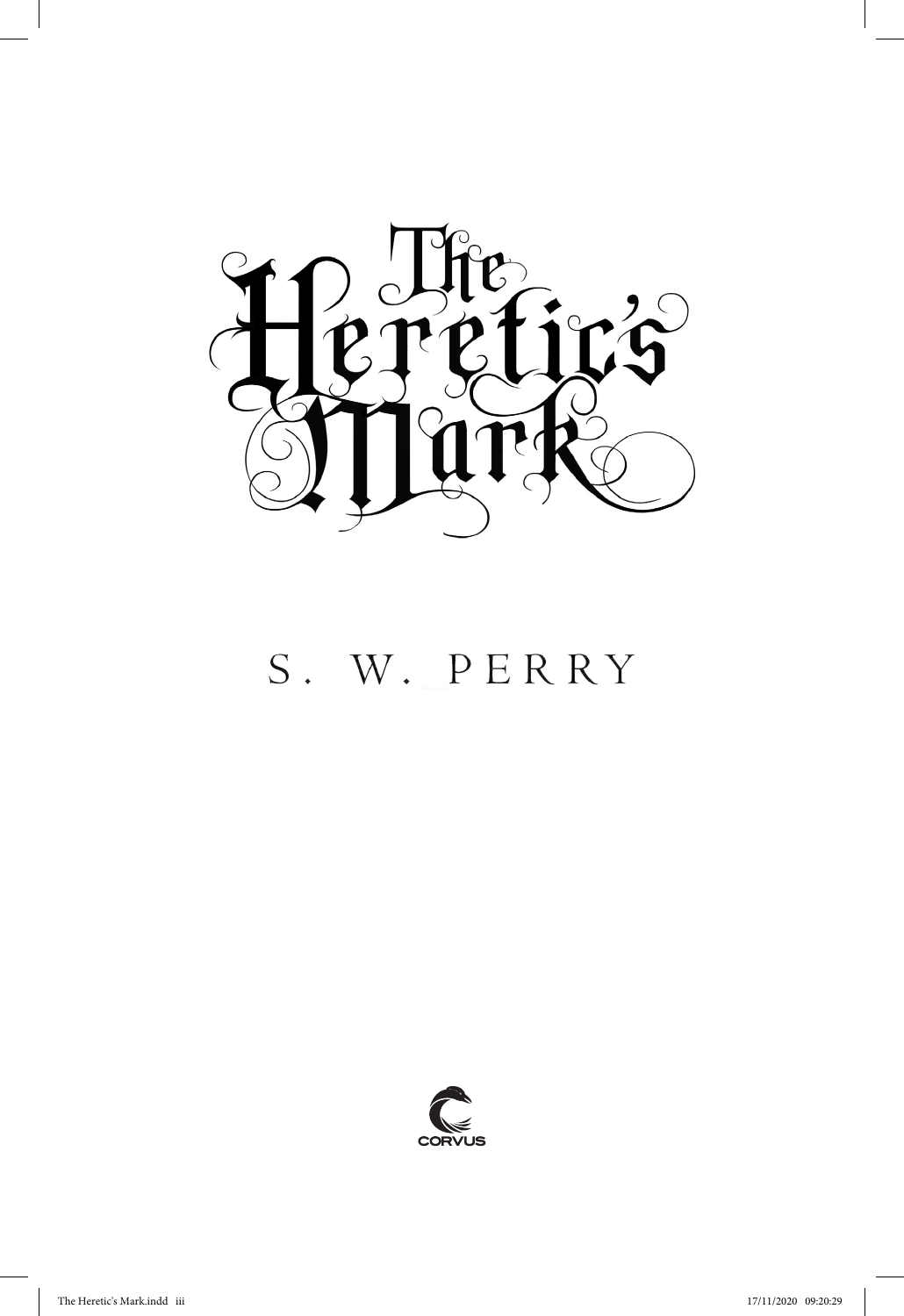# The Heretic's Mark

S. W. PERRY

CORVUS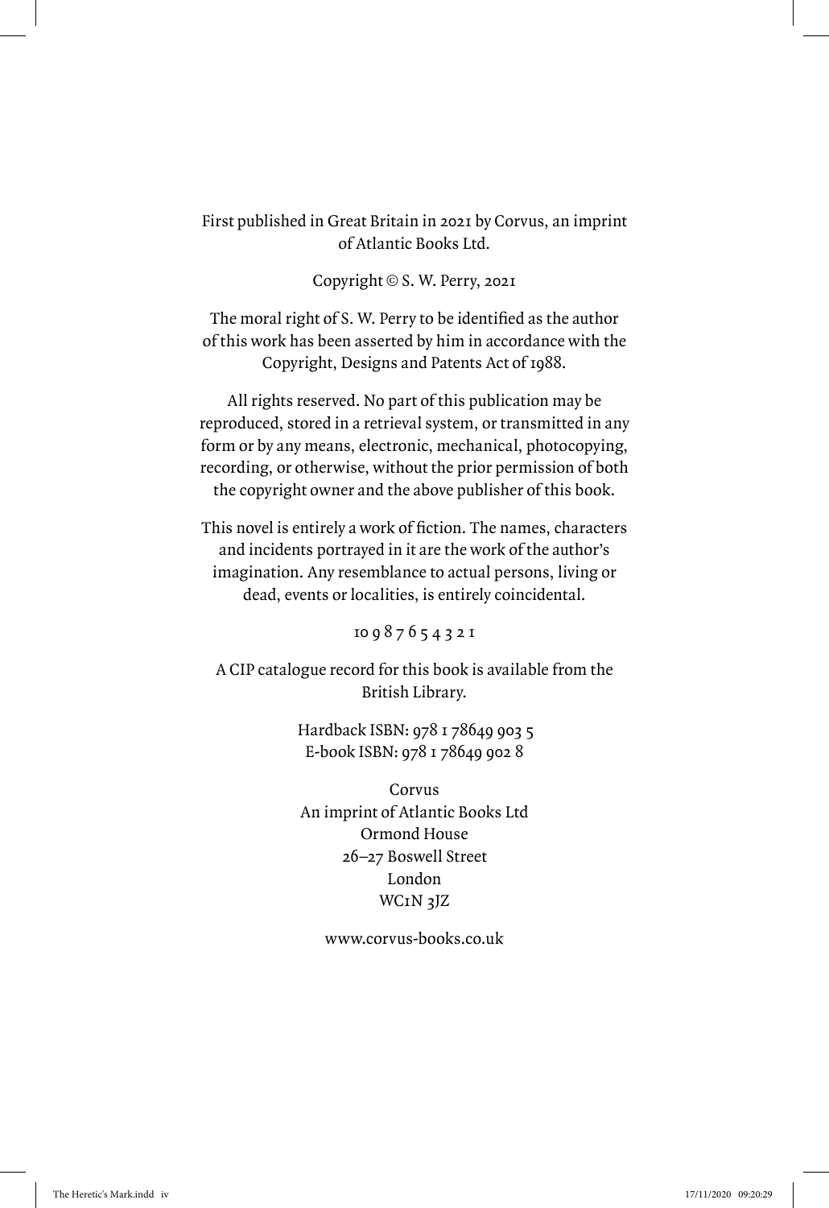First published in Great Britain in 2021 by Corvus, an imprint of Atlantic Books Ltd.

Copyright © S. W. Perry, 2021

The moral right of S. W. Perry to be identified as the author of this work has been asserted by him in accordance with the Copyright, Designs and Patents Act of 1988.

All rights reserved. No part of this publication may be reproduced, stored in a retrieval system, or transmitted in any form or by any means, electronic, mechanical, photocopying, recording, or otherwise, without the prior permission of both the copyright owner and the above publisher of this book.

This novel is entirely a work of fiction. The names, characters and incidents portrayed in it are the work of the author's imagination. Any resemblance to actual persons, living or dead, events or localities, is entirely coincidental.

10 9 8 7 6 5 4 3 2 1

A CIP catalogue record for this book is available from the British Library.

Hardback ISBN: 978 1 78649 903 5
E-book ISBN: 978 1 78649 902 8

Corvus
An imprint of Atlantic Books Ltd
Ormond House
26–27 Boswell Street
London
WC1N 3JZ

www.corvus-books.co.uk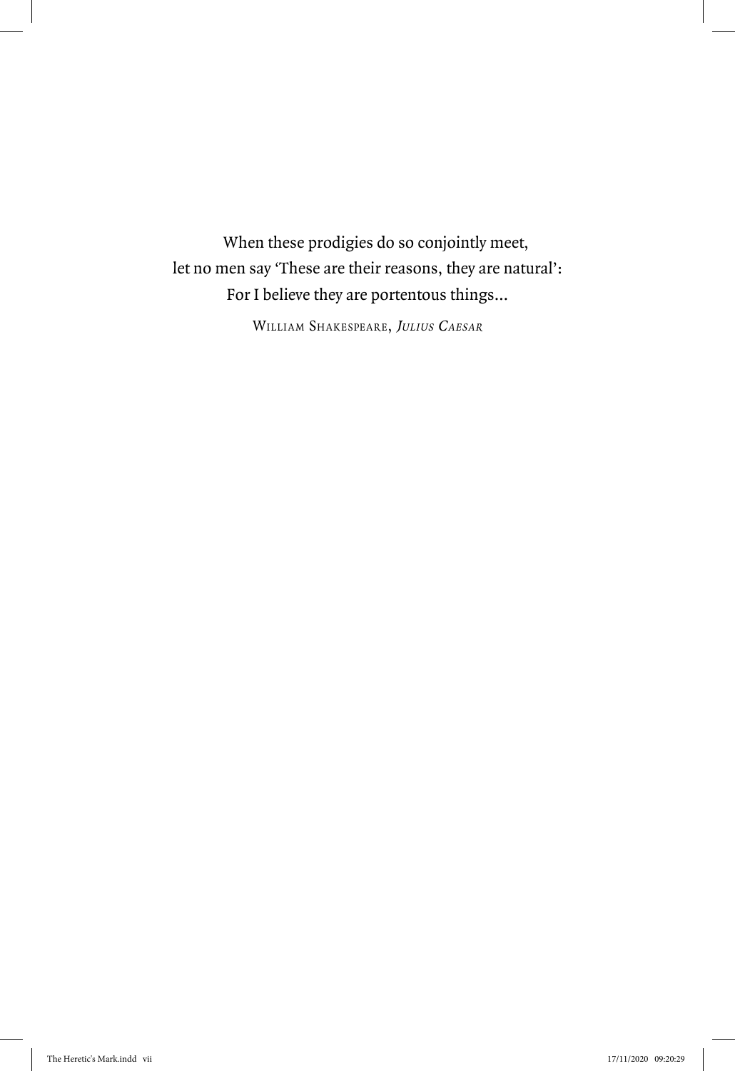When these prodigies do so conjointly meet,
let no men say 'These are their reasons, they are natural':
For I believe they are portentous things...

William Shakespeare, *Julius Caesar*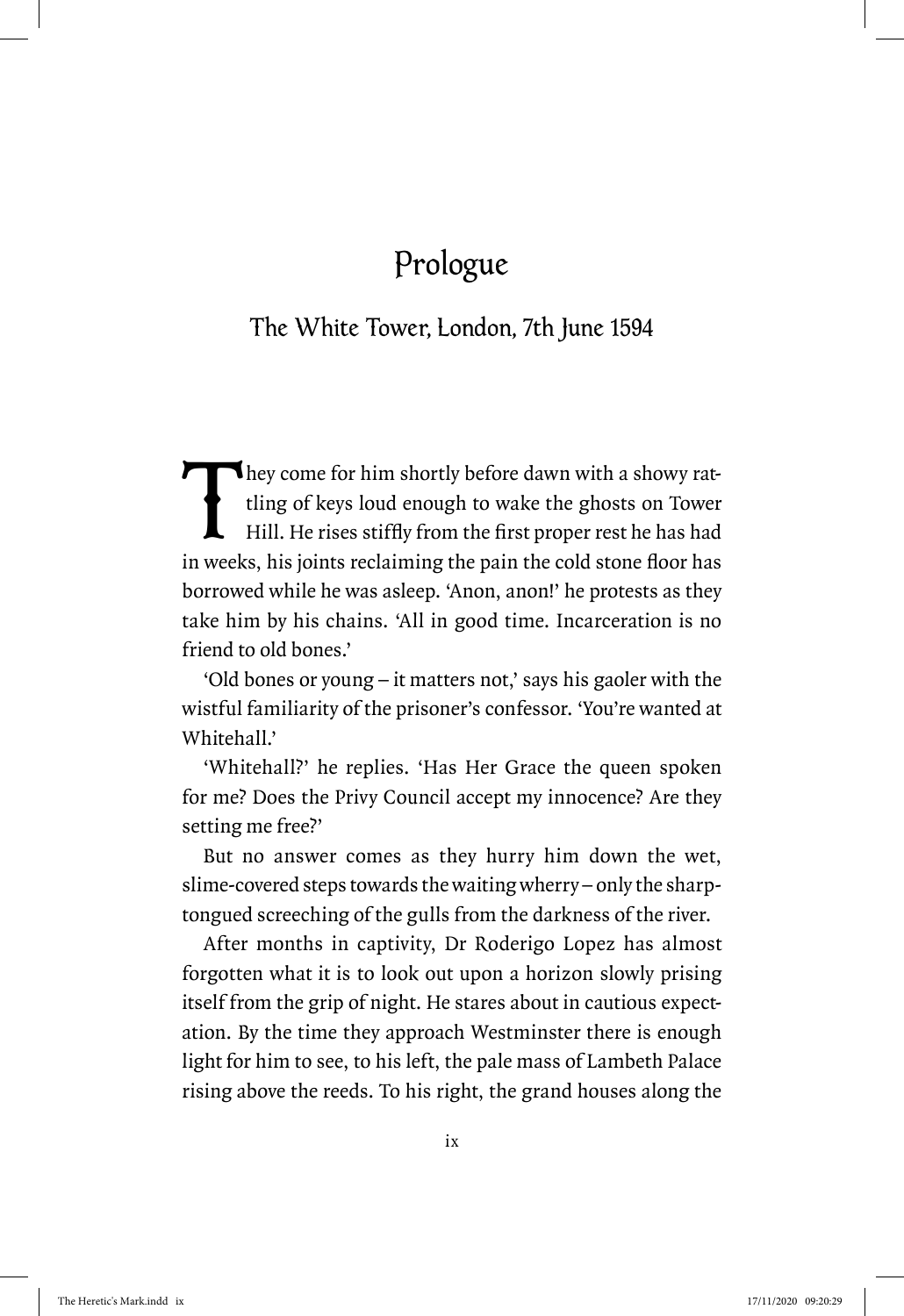# Prologue

## The White Tower, London, 7th June 1594

They come for him shortly before dawn with a showy rattling of keys loud enough to wake the ghosts on Tower Hill. He rises stiffly from the first proper rest he has had in weeks, his joints reclaiming the pain the cold stone floor has borrowed while he was asleep. 'Anon, anon!' he protests as they take him by his chains. 'All in good time. Incarceration is no friend to old bones.'

'Old bones or young – it matters not,' says his gaoler with the wistful familiarity of the prisoner's confessor. 'You're wanted at Whitehall.'

'Whitehall?' he replies. 'Has Her Grace the queen spoken for me? Does the Privy Council accept my innocence? Are they setting me free?'

But no answer comes as they hurry him down the wet, slime-covered steps towards the waiting wherry – only the sharp-tongued screeching of the gulls from the darkness of the river.

After months in captivity, Dr Roderigo Lopez has almost forgotten what it is to look out upon a horizon slowly prising itself from the grip of night. He stares about in cautious expectation. By the time they approach Westminster there is enough light for him to see, to his left, the pale mass of Lambeth Palace rising above the reeds. To his right, the grand houses along the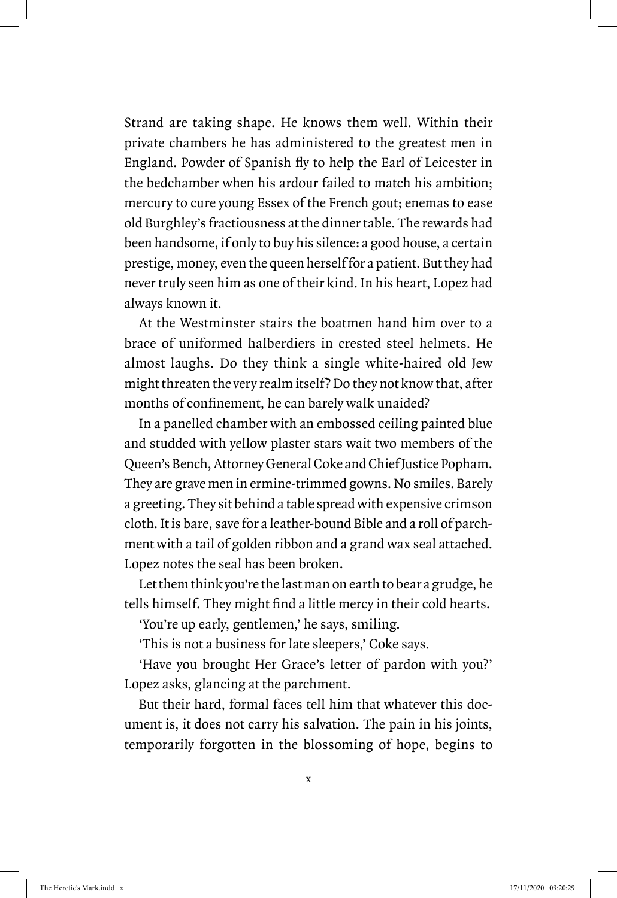Strand are taking shape. He knows them well. Within their private chambers he has administered to the greatest men in England. Powder of Spanish fly to help the Earl of Leicester in the bedchamber when his ardour failed to match his ambition; mercury to cure young Essex of the French gout; enemas to ease old Burghley's fractiousness at the dinner table. The rewards had been handsome, if only to buy his silence: a good house, a certain prestige, money, even the queen herself for a patient. But they had never truly seen him as one of their kind. In his heart, Lopez had always known it.

At the Westminster stairs the boatmen hand him over to a brace of uniformed halberdiers in crested steel helmets. He almost laughs. Do they think a single white-haired old Jew might threaten the very realm itself? Do they not know that, after months of confinement, he can barely walk unaided?

In a panelled chamber with an embossed ceiling painted blue and studded with yellow plaster stars wait two members of the Queen's Bench, Attorney General Coke and Chief Justice Popham. They are grave men in ermine-trimmed gowns. No smiles. Barely a greeting. They sit behind a table spread with expensive crimson cloth. It is bare, save for a leather-bound Bible and a roll of parchment with a tail of golden ribbon and a grand wax seal attached. Lopez notes the seal has been broken.

Let them think you're the last man on earth to bear a grudge, he tells himself. They might find a little mercy in their cold hearts.

'You're up early, gentlemen,' he says, smiling.

'This is not a business for late sleepers,' Coke says.

'Have you brought Her Grace's letter of pardon with you?' Lopez asks, glancing at the parchment.

But their hard, formal faces tell him that whatever this document is, it does not carry his salvation. The pain in his joints, temporarily forgotten in the blossoming of hope, begins to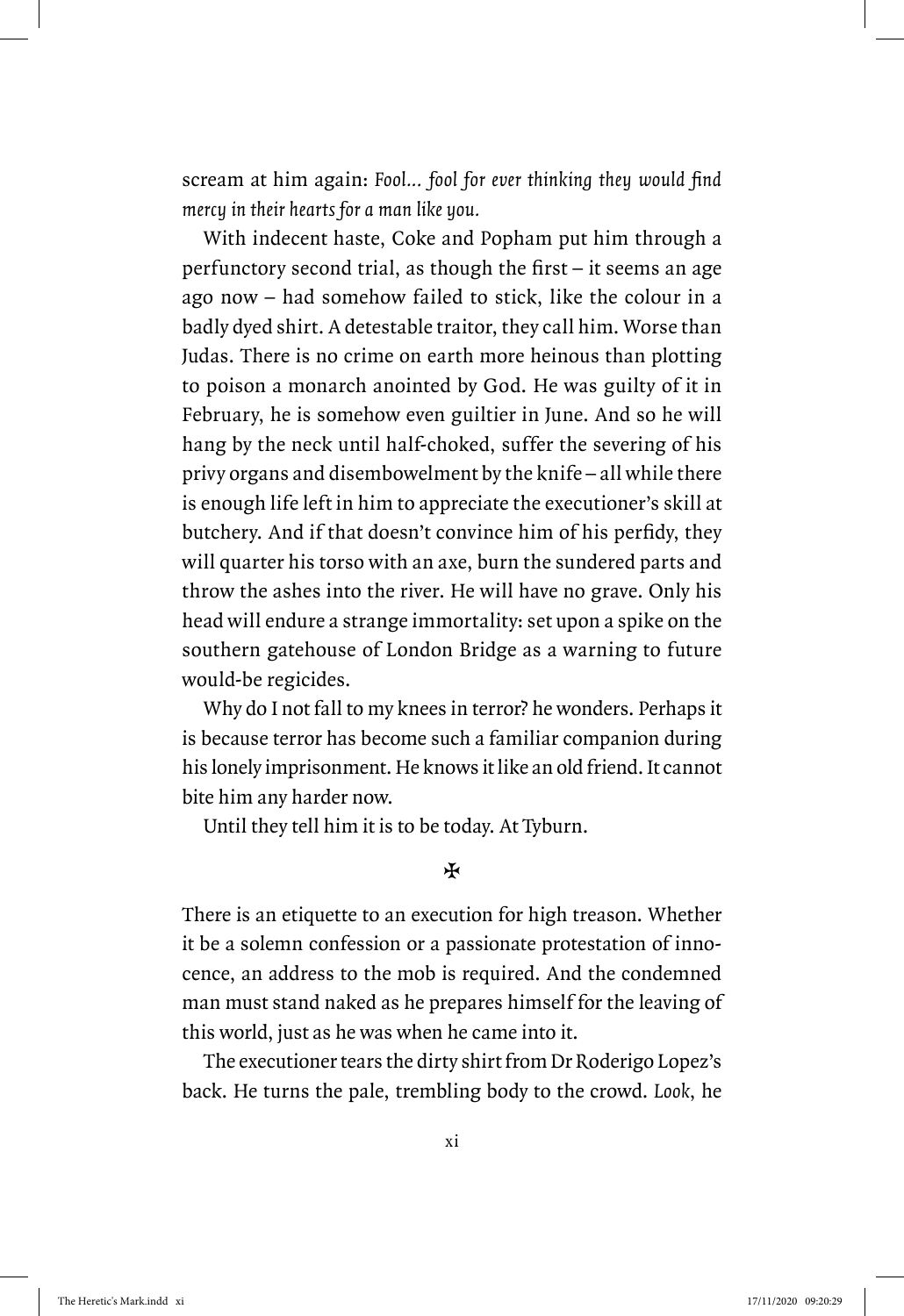scream at him again: *Fool… fool for ever thinking they would find mercy in their hearts for a man like you.*

With indecent haste, Coke and Popham put him through a perfunctory second trial, as though the first – it seems an age ago now – had somehow failed to stick, like the colour in a badly dyed shirt. A detestable traitor, they call him. Worse than Judas. There is no crime on earth more heinous than plotting to poison a monarch anointed by God. He was guilty of it in February, he is somehow even guiltier in June. And so he will hang by the neck until half-choked, suffer the severing of his privy organs and disembowelment by the knife – all while there is enough life left in him to appreciate the executioner's skill at butchery. And if that doesn't convince him of his perfidy, they will quarter his torso with an axe, burn the sundered parts and throw the ashes into the river. He will have no grave. Only his head will endure a strange immortality: set upon a spike on the southern gatehouse of London Bridge as a warning to future would-be regicides.

Why do I not fall to my knees in terror? he wonders. Perhaps it is because terror has become such a familiar companion during his lonely imprisonment. He knows it like an old friend. It cannot bite him any harder now.

Until they tell him it is to be today. At Tyburn.

✠

There is an etiquette to an execution for high treason. Whether it be a solemn confession or a passionate protestation of innocence, an address to the mob is required. And the condemned man must stand naked as he prepares himself for the leaving of this world, just as he was when he came into it.

The executioner tears the dirty shirt from Dr Roderigo Lopez's back. He turns the pale, trembling body to the crowd. *Look*, he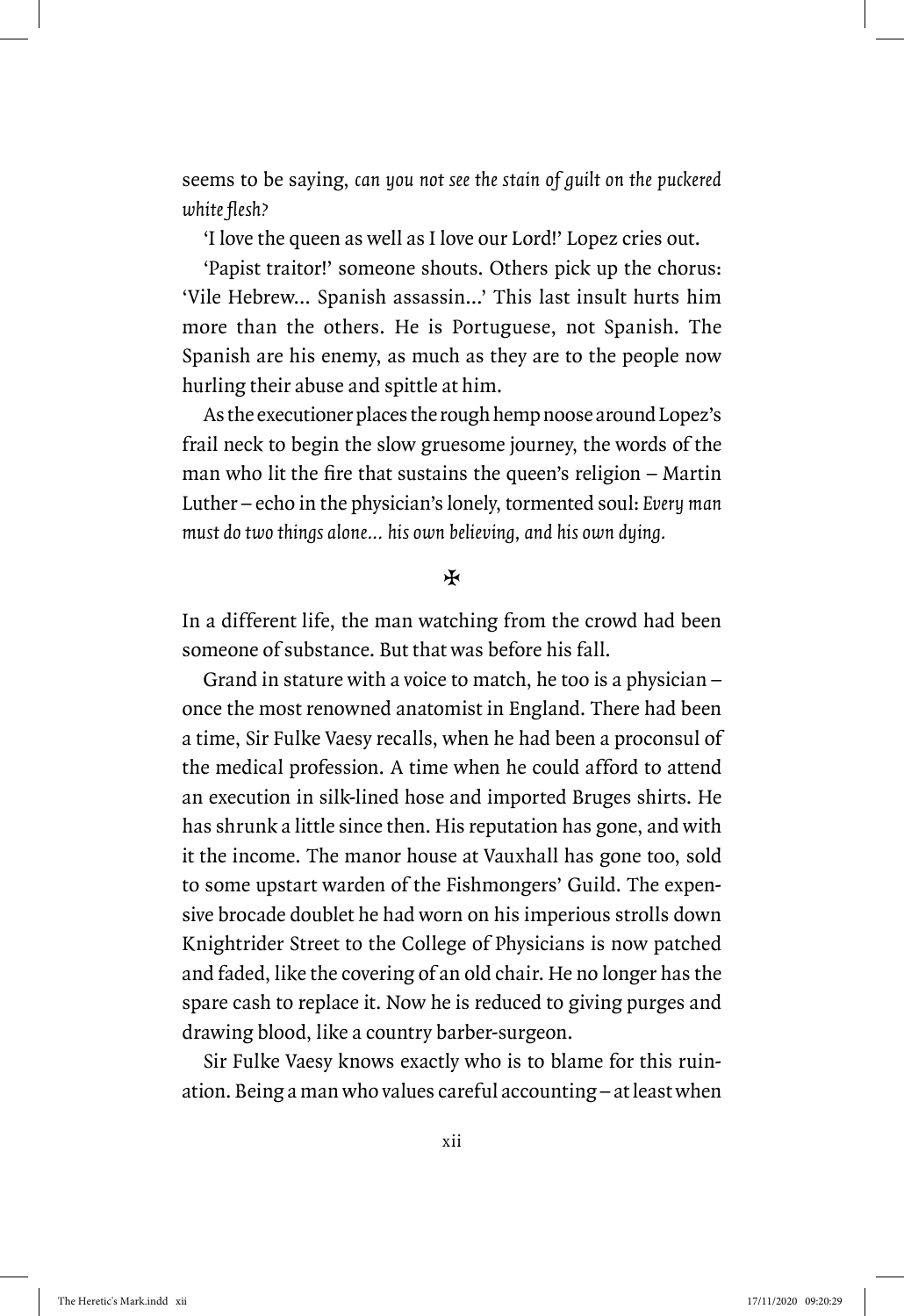seems to be saying, *can you not see the stain of guilt on the puckered white flesh?*

'I love the queen as well as I love our Lord!' Lopez cries out.

'Papist traitor!' someone shouts. Others pick up the chorus: 'Vile Hebrew... Spanish assassin...' This last insult hurts him more than the others. He is Portuguese, not Spanish. The Spanish are his enemy, as much as they are to the people now hurling their abuse and spittle at him.

As the executioner places the rough hemp noose around Lopez's frail neck to begin the slow gruesome journey, the words of the man who lit the fire that sustains the queen's religion – Martin Luther – echo in the physician's lonely, tormented soul: *Every man must do two things alone... his own believing, and his own dying.*

✠

In a different life, the man watching from the crowd had been someone of substance. But that was before his fall.

Grand in stature with a voice to match, he too is a physician – once the most renowned anatomist in England. There had been a time, Sir Fulke Vaesy recalls, when he had been a proconsul of the medical profession. A time when he could afford to attend an execution in silk-lined hose and imported Bruges shirts. He has shrunk a little since then. His reputation has gone, and with it the income. The manor house at Vauxhall has gone too, sold to some upstart warden of the Fishmongers' Guild. The expensive brocade doublet he had worn on his imperious strolls down Knightrider Street to the College of Physicians is now patched and faded, like the covering of an old chair. He no longer has the spare cash to replace it. Now he is reduced to giving purges and drawing blood, like a country barber-surgeon.

Sir Fulke Vaesy knows exactly who is to blame for this ruination. Being a man who values careful accounting – at least when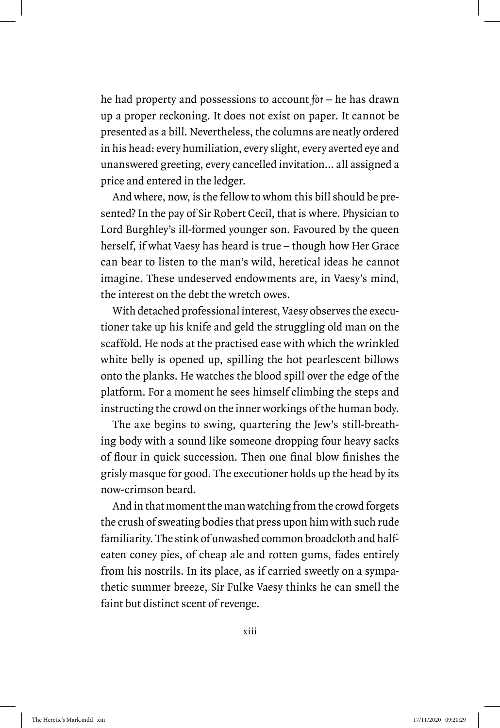he had property and possessions to account *for* – he has drawn up a proper reckoning. It does not exist on paper. It cannot be presented as a bill. Nevertheless, the columns are neatly ordered in his head: every humiliation, every slight, every averted eye and unanswered greeting, every cancelled invitation... all assigned a price and entered in the ledger.

And where, now, is the fellow to whom this bill should be presented? In the pay of Sir Robert Cecil, that is where. Physician to Lord Burghley's ill-formed younger son. Favoured by the queen herself, if what Vaesy has heard is true – though how Her Grace can bear to listen to the man's wild, heretical ideas he cannot imagine. These undeserved endowments are, in Vaesy's mind, the interest on the debt the wretch owes.

With detached professional interest, Vaesy observes the executioner take up his knife and geld the struggling old man on the scaffold. He nods at the practised ease with which the wrinkled white belly is opened up, spilling the hot pearlescent billows onto the planks. He watches the blood spill over the edge of the platform. For a moment he sees himself climbing the steps and instructing the crowd on the inner workings of the human body.

The axe begins to swing, quartering the Jew's still-breathing body with a sound like someone dropping four heavy sacks of flour in quick succession. Then one final blow finishes the grisly masque for good. The executioner holds up the head by its now-crimson beard.

And in that moment the man watching from the crowd forgets the crush of sweating bodies that press upon him with such rude familiarity. The stink of unwashed common broadcloth and half-eaten coney pies, of cheap ale and rotten gums, fades entirely from his nostrils. In its place, as if carried sweetly on a sympathetic summer breeze, Sir Fulke Vaesy thinks he can smell the faint but distinct scent of revenge.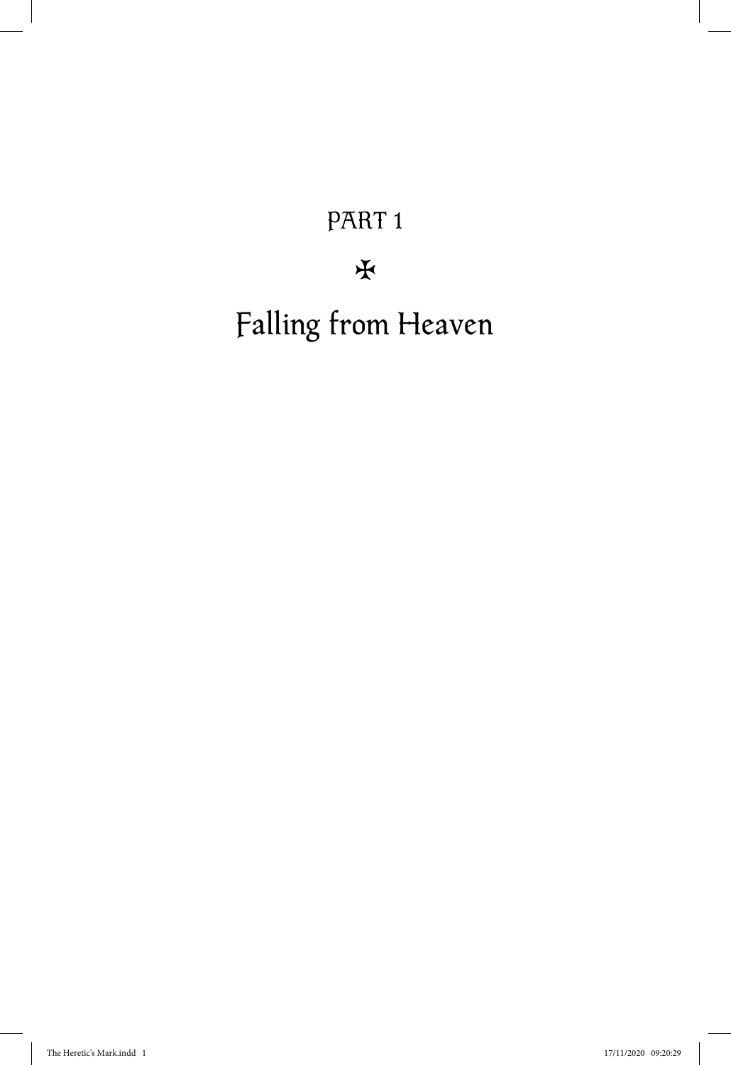# PART 1

✠

# Falling from Heaven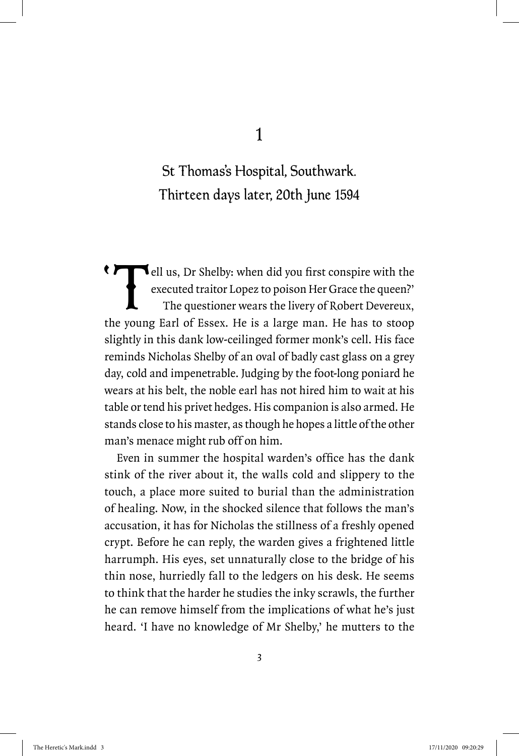# 1

## St Thomas's Hospital, Southwark.
## Thirteen days later, 20th June 1594

'Tell us, Dr Shelby: when did you first conspire with the executed traitor Lopez to poison Her Grace the queen?'

The questioner wears the livery of Robert Devereux, the young Earl of Essex. He is a large man. He has to stoop slightly in this dank low-ceilinged former monk's cell. His face reminds Nicholas Shelby of an oval of badly cast glass on a grey day, cold and impenetrable. Judging by the foot-long poniard he wears at his belt, the noble earl has not hired him to wait at his table or tend his privet hedges. His companion is also armed. He stands close to his master, as though he hopes a little of the other man's menace might rub off on him.

Even in summer the hospital warden's office has the dank stink of the river about it, the walls cold and slippery to the touch, a place more suited to burial than the administration of healing. Now, in the shocked silence that follows the man's accusation, it has for Nicholas the stillness of a freshly opened crypt. Before he can reply, the warden gives a frightened little harrumph. His eyes, set unnaturally close to the bridge of his thin nose, hurriedly fall to the ledgers on his desk. He seems to think that the harder he studies the inky scrawls, the further he can remove himself from the implications of what he's just heard. 'I have no knowledge of Mr Shelby,' he mutters to the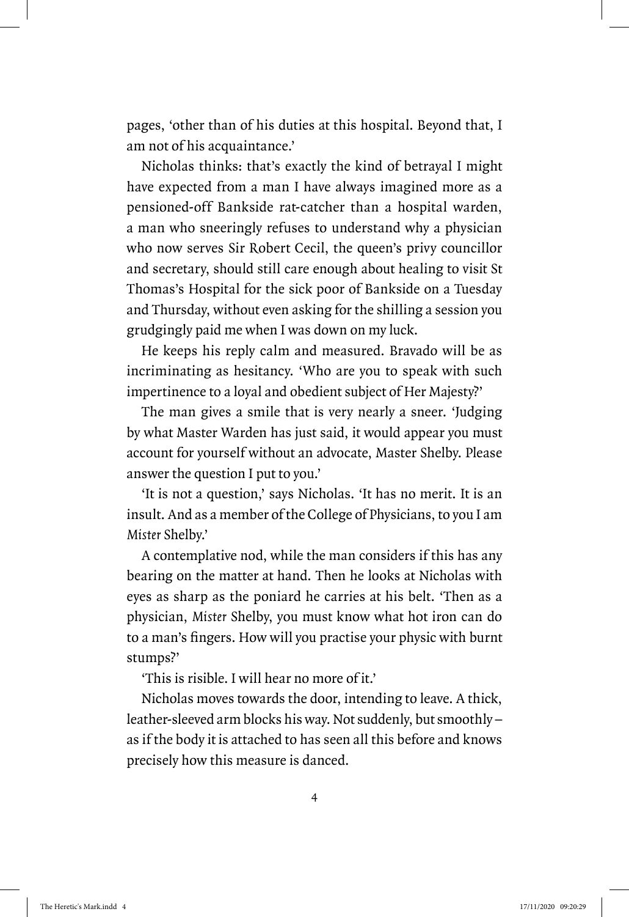pages, 'other than of his duties at this hospital. Beyond that, I am not of his acquaintance.'

Nicholas thinks: that's exactly the kind of betrayal I might have expected from a man I have always imagined more as a pensioned-off Bankside rat-catcher than a hospital warden, a man who sneeringly refuses to understand why a physician who now serves Sir Robert Cecil, the queen's privy councillor and secretary, should still care enough about healing to visit St Thomas's Hospital for the sick poor of Bankside on a Tuesday and Thursday, without even asking for the shilling a session you grudgingly paid me when I was down on my luck.

He keeps his reply calm and measured. Bravado will be as incriminating as hesitancy. 'Who are you to speak with such impertinence to a loyal and obedient subject of Her Majesty?'

The man gives a smile that is very nearly a sneer. 'Judging by what Master Warden has just said, it would appear you must account for yourself without an advocate, Master Shelby. Please answer the question I put to you.'

'It is not a question,' says Nicholas. 'It has no merit. It is an insult. And as a member of the College of Physicians, to you I am *Mister* Shelby.'

A contemplative nod, while the man considers if this has any bearing on the matter at hand. Then he looks at Nicholas with eyes as sharp as the poniard he carries at his belt. 'Then as a physician, *Mister* Shelby, you must know what hot iron can do to a man's fingers. How will you practise your physic with burnt stumps?'

'This is risible. I will hear no more of it.'

Nicholas moves towards the door, intending to leave. A thick, leather-sleeved arm blocks his way. Not suddenly, but smoothly – as if the body it is attached to has seen all this before and knows precisely how this measure is danced.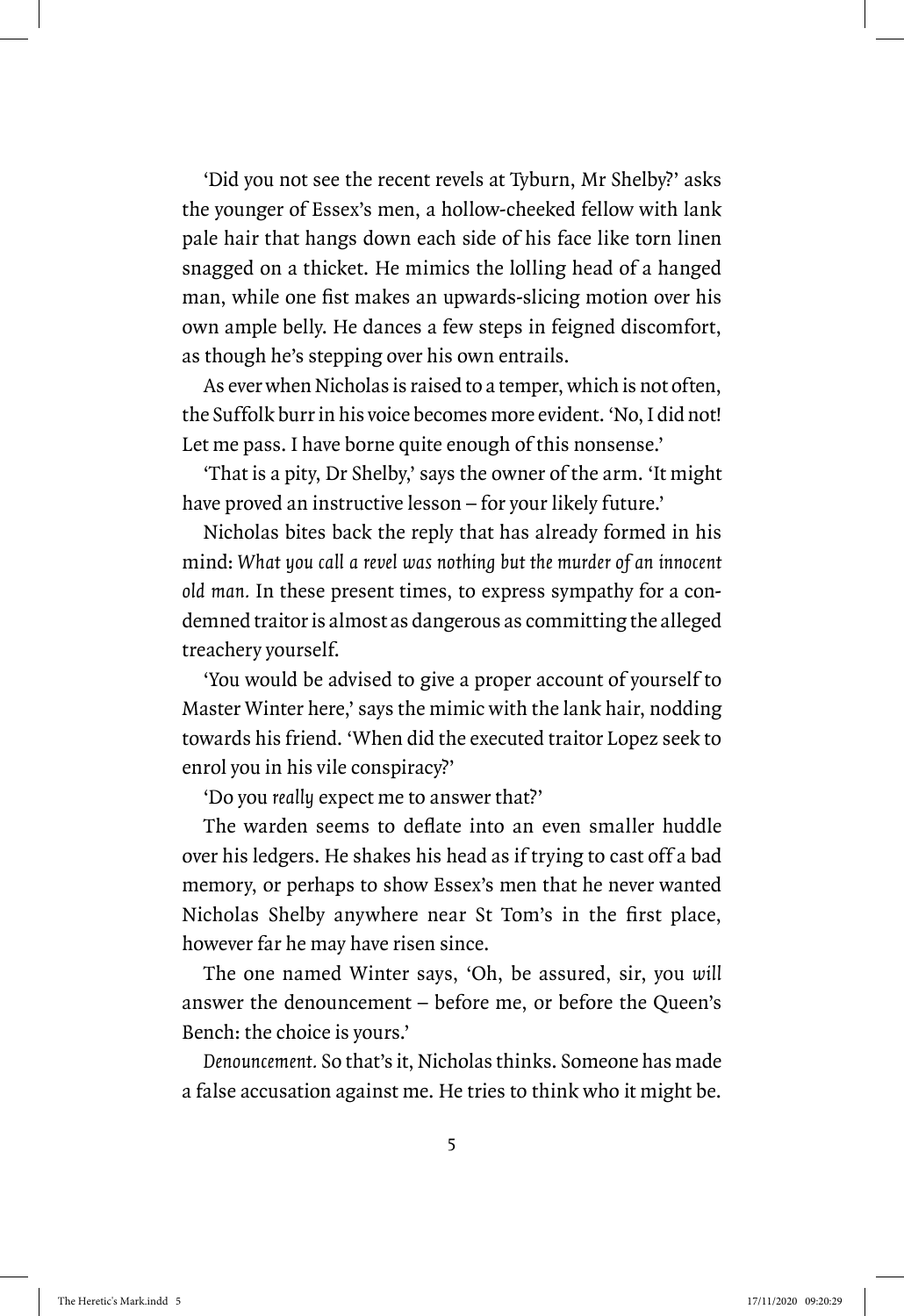'Did you not see the recent revels at Tyburn, Mr Shelby?' asks the younger of Essex's men, a hollow-cheeked fellow with lank pale hair that hangs down each side of his face like torn linen snagged on a thicket. He mimics the lolling head of a hanged man, while one fist makes an upwards-slicing motion over his own ample belly. He dances a few steps in feigned discomfort, as though he's stepping over his own entrails.

As ever when Nicholas is raised to a temper, which is not often, the Suffolk burr in his voice becomes more evident. 'No, I did not! Let me pass. I have borne quite enough of this nonsense.'

'That is a pity, Dr Shelby,' says the owner of the arm. 'It might have proved an instructive lesson – for your likely future.'

Nicholas bites back the reply that has already formed in his mind: *What you call a revel was nothing but the murder of an innocent old man.* In these present times, to express sympathy for a condemned traitor is almost as dangerous as committing the alleged treachery yourself.

'You would be advised to give a proper account of yourself to Master Winter here,' says the mimic with the lank hair, nodding towards his friend. 'When did the executed traitor Lopez seek to enrol you in his vile conspiracy?'

'Do you *really* expect me to answer that?'

The warden seems to deflate into an even smaller huddle over his ledgers. He shakes his head as if trying to cast off a bad memory, or perhaps to show Essex's men that he never wanted Nicholas Shelby anywhere near St Tom's in the first place, however far he may have risen since.

The one named Winter says, 'Oh, be assured, sir, you *will* answer the denouncement – before me, or before the Queen's Bench: the choice is yours.'

*Denouncement.* So that's it, Nicholas thinks. Someone has made a false accusation against me. He tries to think who it might be.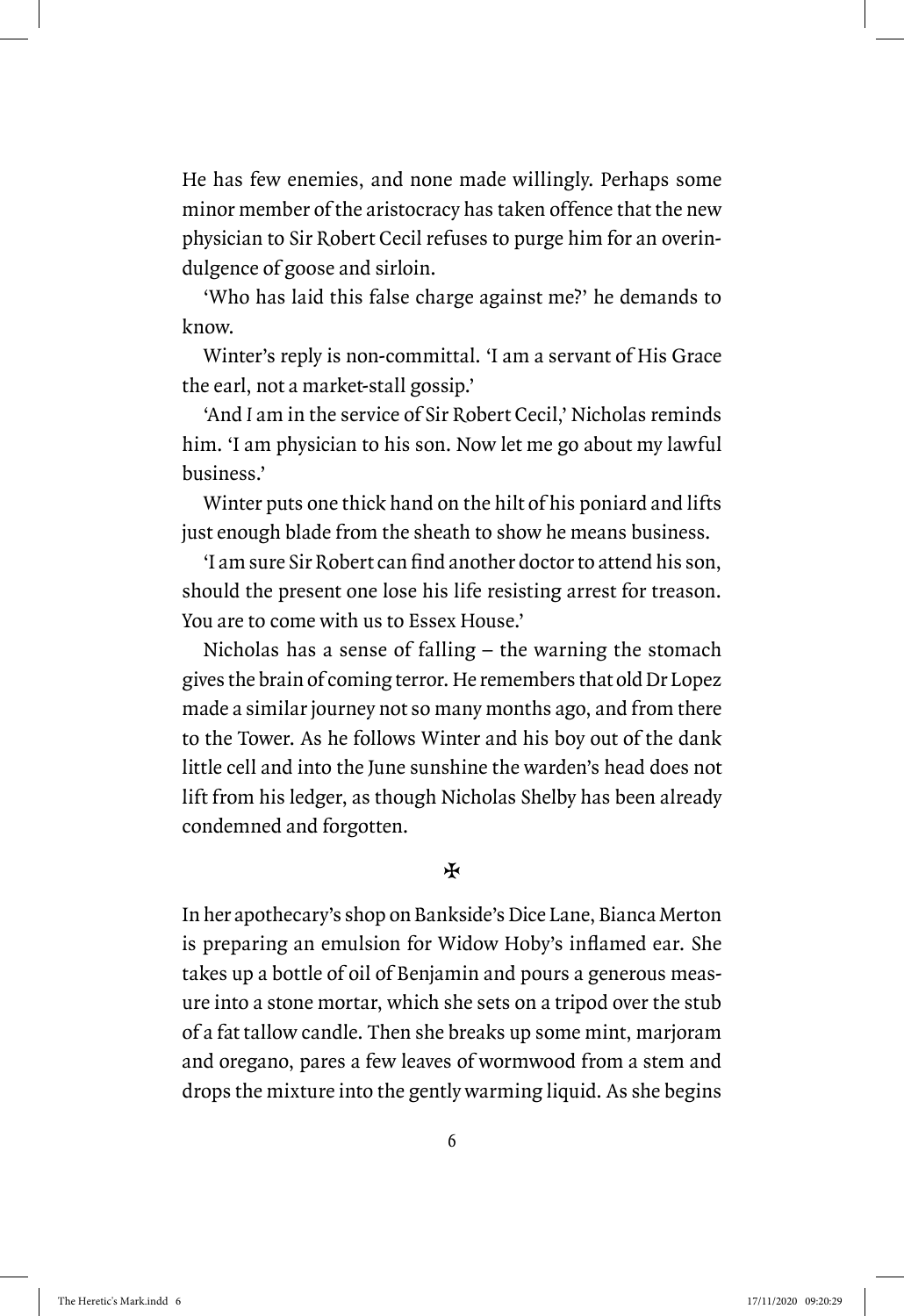He has few enemies, and none made willingly. Perhaps some minor member of the aristocracy has taken offence that the new physician to Sir Robert Cecil refuses to purge him for an overindulgence of goose and sirloin.

'Who has laid this false charge against me?' he demands to know.

Winter's reply is non-committal. 'I am a servant of His Grace the earl, not a market-stall gossip.'

'And *I* am in the service of Sir Robert Cecil,' Nicholas reminds him. 'I am physician to his son. Now let me go about my lawful business.'

Winter puts one thick hand on the hilt of his poniard and lifts just enough blade from the sheath to show he means business.

'I am sure Sir Robert can find another doctor to attend his son, should the present one lose his life resisting arrest for treason. You are to come with us to Essex House.'

Nicholas has a sense of falling – the warning the stomach gives the brain of coming terror. He remembers that old Dr Lopez made a similar journey not so many months ago, and from there to the Tower. As he follows Winter and his boy out of the dank little cell and into the June sunshine the warden's head does not lift from his ledger, as though Nicholas Shelby has been already condemned and forgotten.

✠

In her apothecary's shop on Bankside's Dice Lane, Bianca Merton is preparing an emulsion for Widow Hoby's inflamed ear. She takes up a bottle of oil of Benjamin and pours a generous measure into a stone mortar, which she sets on a tripod over the stub of a fat tallow candle. Then she breaks up some mint, marjoram and oregano, pares a few leaves of wormwood from a stem and drops the mixture into the gently warming liquid. As she begins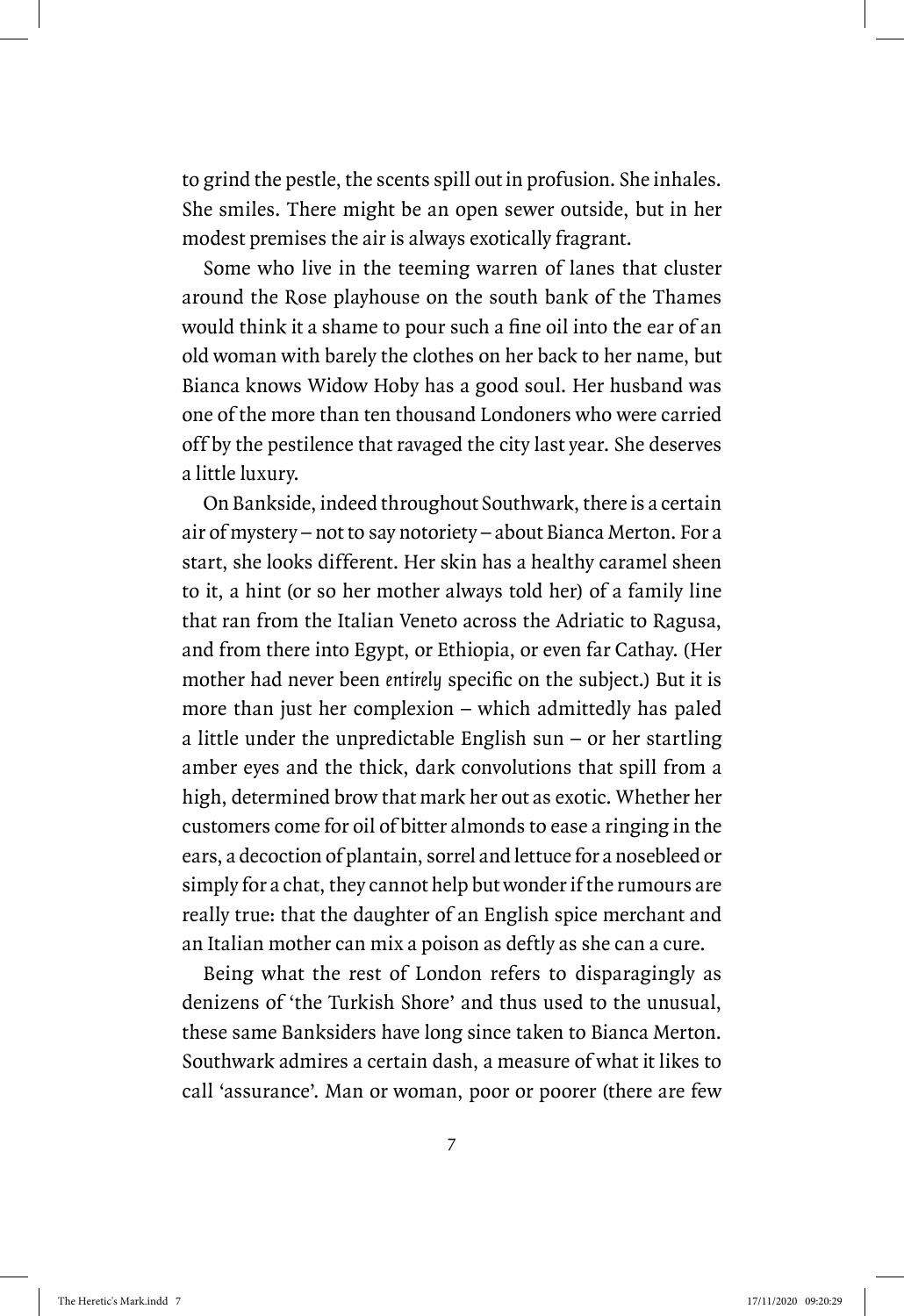to grind the pestle, the scents spill out in profusion. She inhales. She smiles. There might be an open sewer outside, but in her modest premises the air is always exotically fragrant.

Some who live in the teeming warren of lanes that cluster around the Rose playhouse on the south bank of the Thames would think it a shame to pour such a fine oil into the ear of an old woman with barely the clothes on her back to her name, but Bianca knows Widow Hoby has a good soul. Her husband was one of the more than ten thousand Londoners who were carried off by the pestilence that ravaged the city last year. She deserves a little luxury.

On Bankside, indeed throughout Southwark, there is a certain air of mystery – not to say notoriety – about Bianca Merton. For a start, she looks different. Her skin has a healthy caramel sheen to it, a hint (or so her mother always told her) of a family line that ran from the Italian Veneto across the Adriatic to Ragusa, and from there into Egypt, or Ethiopia, or even far Cathay. (Her mother had never been *entirely* specific on the subject.) But it is more than just her complexion – which admittedly has paled a little under the unpredictable English sun – or her startling amber eyes and the thick, dark convolutions that spill from a high, determined brow that mark her out as exotic. Whether her customers come for oil of bitter almonds to ease a ringing in the ears, a decoction of plantain, sorrel and lettuce for a nosebleed or simply for a chat, they cannot help but wonder if the rumours are really true: that the daughter of an English spice merchant and an Italian mother can mix a poison as deftly as she can a cure.

Being what the rest of London refers to disparagingly as denizens of 'the Turkish Shore' and thus used to the unusual, these same Banksiders have long since taken to Bianca Merton. Southwark admires a certain dash, a measure of what it likes to call 'assurance'. Man or woman, poor or poorer (there are few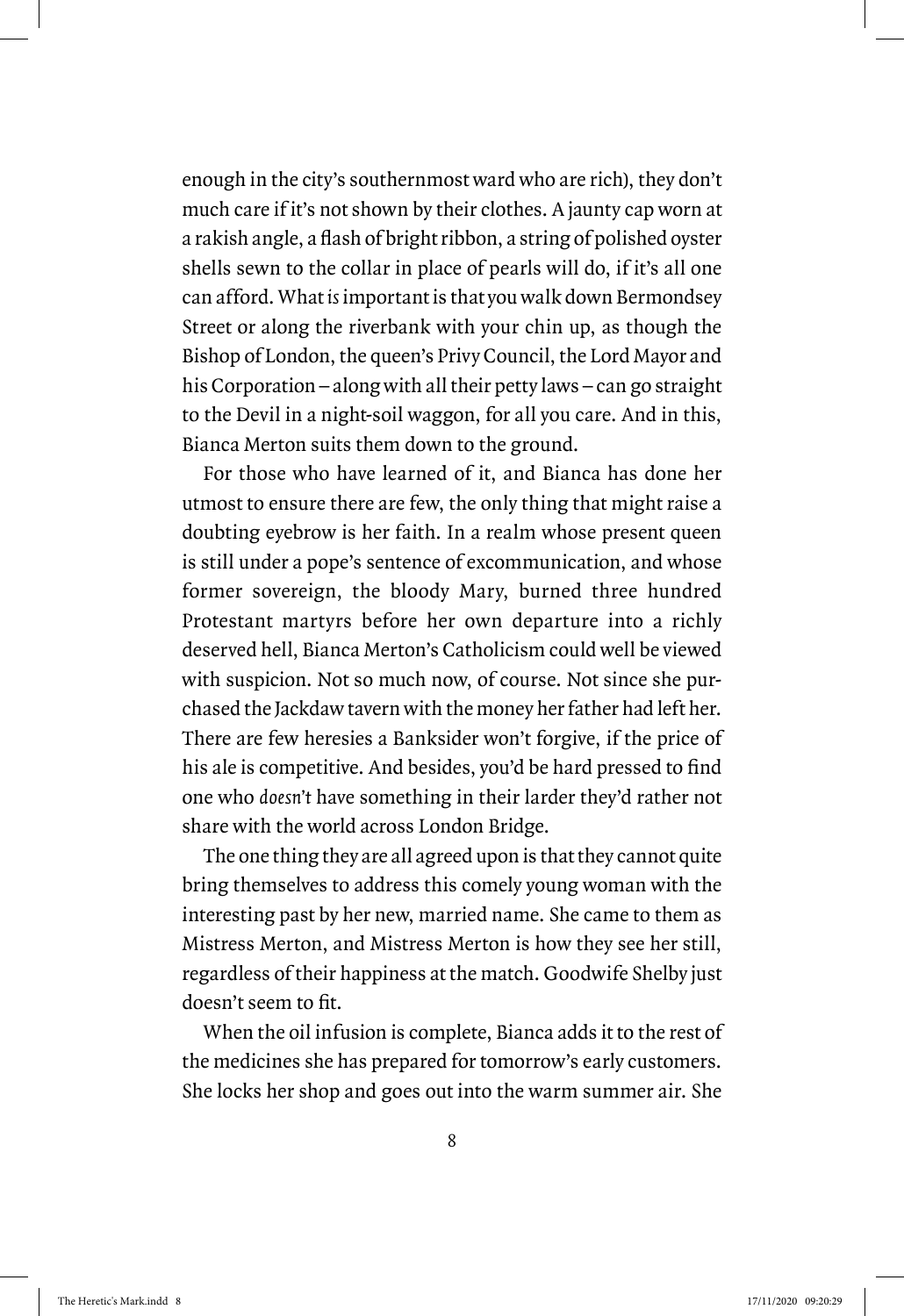enough in the city's southernmost ward who are rich), they don't much care if it's not shown by their clothes. A jaunty cap worn at a rakish angle, a flash of bright ribbon, a string of polished oyster shells sewn to the collar in place of pearls will do, if it's all one can afford. What *is* important is that you walk down Bermondsey Street or along the riverbank with your chin up, as though the Bishop of London, the queen's Privy Council, the Lord Mayor and his Corporation – along with all their petty laws – can go straight to the Devil in a night-soil waggon, for all you care. And in this, Bianca Merton suits them down to the ground.

For those who have learned of it, and Bianca has done her utmost to ensure there are few, the only thing that might raise a doubting eyebrow is her faith. In a realm whose present queen is still under a pope's sentence of excommunication, and whose former sovereign, the bloody Mary, burned three hundred Protestant martyrs before her own departure into a richly deserved hell, Bianca Merton's Catholicism could well be viewed with suspicion. Not so much now, of course. Not since she purchased the Jackdaw tavern with the money her father had left her. There are few heresies a Banksider won't forgive, if the price of his ale is competitive. And besides, you'd be hard pressed to find one who *doesn't* have something in their larder they'd rather not share with the world across London Bridge.

The one thing they are all agreed upon is that they cannot quite bring themselves to address this comely young woman with the interesting past by her new, married name. She came to them as Mistress Merton, and Mistress Merton is how they see her still, regardless of their happiness at the match. Goodwife Shelby just doesn't seem to fit.

When the oil infusion is complete, Bianca adds it to the rest of the medicines she has prepared for tomorrow's early customers. She locks her shop and goes out into the warm summer air. She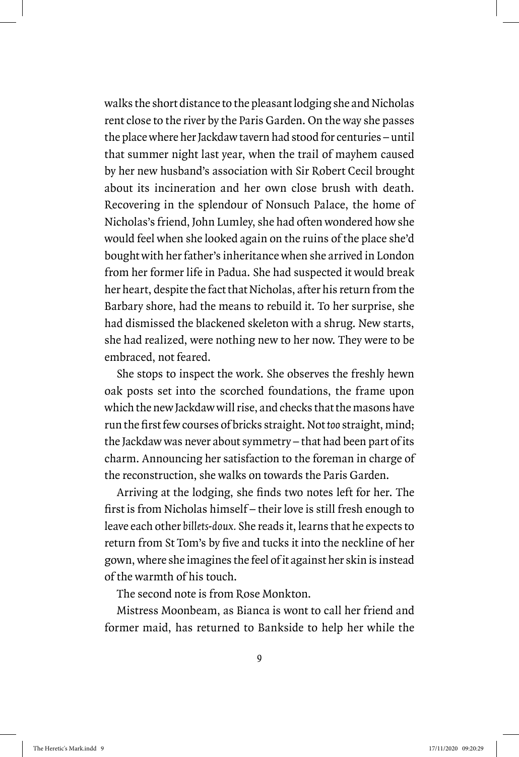walks the short distance to the pleasant lodging she and Nicholas rent close to the river by the Paris Garden. On the way she passes the place where her Jackdaw tavern had stood for centuries – until that summer night last year, when the trail of mayhem caused by her new husband's association with Sir Robert Cecil brought about its incineration and her own close brush with death. Recovering in the splendour of Nonsuch Palace, the home of Nicholas's friend, John Lumley, she had often wondered how she would feel when she looked again on the ruins of the place she'd bought with her father's inheritance when she arrived in London from her former life in Padua. She had suspected it would break her heart, despite the fact that Nicholas, after his return from the Barbary shore, had the means to rebuild it. To her surprise, she had dismissed the blackened skeleton with a shrug. New starts, she had realized, were nothing new to her now. They were to be embraced, not feared.

She stops to inspect the work. She observes the freshly hewn oak posts set into the scorched foundations, the frame upon which the new Jackdaw will rise, and checks that the masons have run the first few courses of bricks straight. Not *too* straight, mind; the Jackdaw was never about symmetry – that had been part of its charm. Announcing her satisfaction to the foreman in charge of the reconstruction, she walks on towards the Paris Garden.

Arriving at the lodging, she finds two notes left for her. The first is from Nicholas himself – their love is still fresh enough to leave each other *billets-doux*. She reads it, learns that he expects to return from St Tom's by five and tucks it into the neckline of her gown, where she imagines the feel of it against her skin is instead of the warmth of his touch.

The second note is from Rose Monkton.

Mistress Moonbeam, as Bianca is wont to call her friend and former maid, has returned to Bankside to help her while the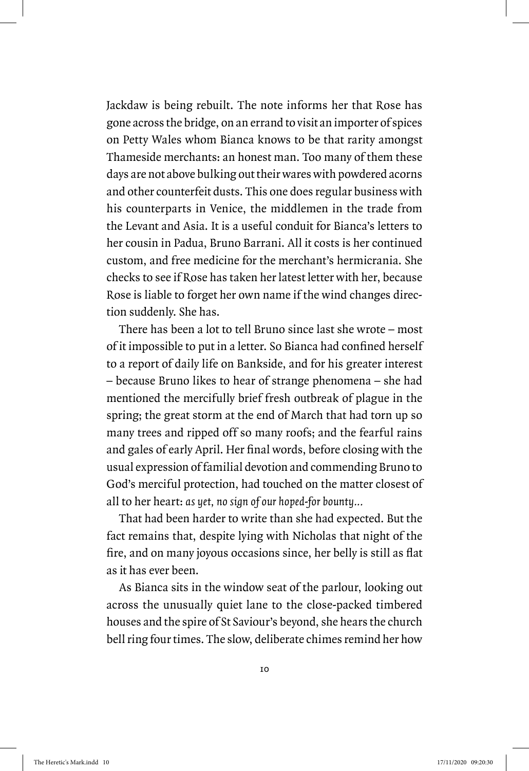Jackdaw is being rebuilt. The note informs her that Rose has gone across the bridge, on an errand to visit an importer of spices on Petty Wales whom Bianca knows to be that rarity amongst Thameside merchants: an honest man. Too many of them these days are not above bulking out their wares with powdered acorns and other counterfeit dusts. This one does regular business with his counterparts in Venice, the middlemen in the trade from the Levant and Asia. It is a useful conduit for Bianca's letters to her cousin in Padua, Bruno Barrani. All it costs is her continued custom, and free medicine for the merchant's hermicrania. She checks to see if Rose has taken her latest letter with her, because Rose is liable to forget her own name if the wind changes direction suddenly. She has.

There has been a lot to tell Bruno since last she wrote – most of it impossible to put in a letter. So Bianca had confined herself to a report of daily life on Bankside, and for his greater interest – because Bruno likes to hear of strange phenomena – she had mentioned the mercifully brief fresh outbreak of plague in the spring; the great storm at the end of March that had torn up so many trees and ripped off so many roofs; and the fearful rains and gales of early April. Her final words, before closing with the usual expression of familial devotion and commending Bruno to God's merciful protection, had touched on the matter closest of all to her heart: *as yet, no sign of our hoped-for bounty...*

That had been harder to write than she had expected. But the fact remains that, despite lying with Nicholas that night of the fire, and on many joyous occasions since, her belly is still as flat as it has ever been.

As Bianca sits in the window seat of the parlour, looking out across the unusually quiet lane to the close-packed timbered houses and the spire of St Saviour's beyond, she hears the church bell ring four times. The slow, deliberate chimes remind her how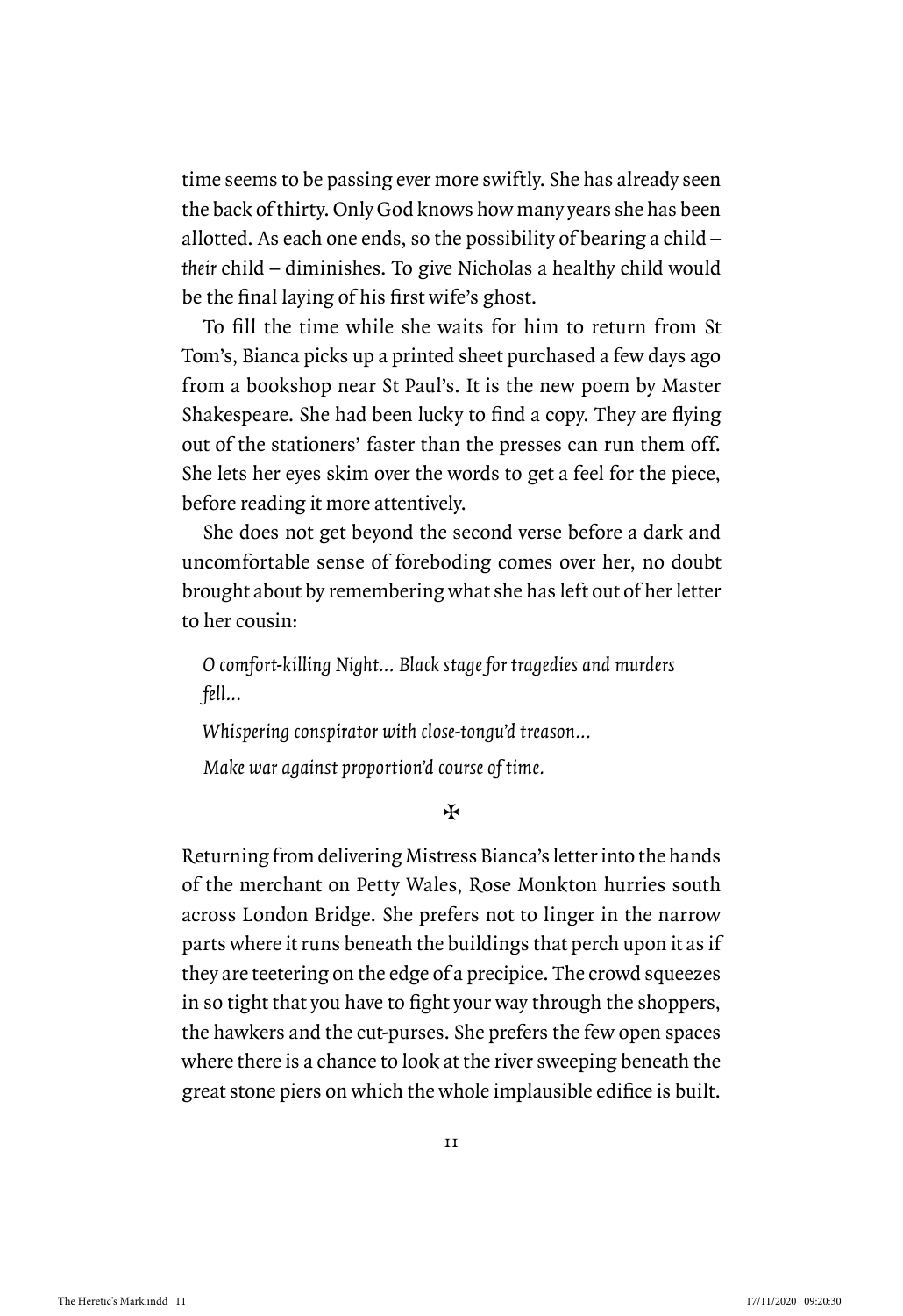time seems to be passing ever more swiftly. She has already seen the back of thirty. Only God knows how many years she has been allotted. As each one ends, so the possibility of bearing a child – *their* child – diminishes. To give Nicholas a healthy child would be the final laying of his first wife's ghost.

To fill the time while she waits for him to return from St Tom's, Bianca picks up a printed sheet purchased a few days ago from a bookshop near St Paul's. It is the new poem by Master Shakespeare. She had been lucky to find a copy. They are flying out of the stationers' faster than the presses can run them off. She lets her eyes skim over the words to get a feel for the piece, before reading it more attentively.

She does not get beyond the second verse before a dark and uncomfortable sense of foreboding comes over her, no doubt brought about by remembering what she has left out of her letter to her cousin:

> *O comfort-killing Night… Black stage for tragedies and murders fell…*
>
> *Whispering conspirator with close-tongu'd treason…*
>
> *Make war against proportion'd course of time.*

✠

Returning from delivering Mistress Bianca's letter into the hands of the merchant on Petty Wales, Rose Monkton hurries south across London Bridge. She prefers not to linger in the narrow parts where it runs beneath the buildings that perch upon it as if they are teetering on the edge of a precipice. The crowd squeezes in so tight that you have to fight your way through the shoppers, the hawkers and the cut-purses. She prefers the few open spaces where there is a chance to look at the river sweeping beneath the great stone piers on which the whole implausible edifice is built.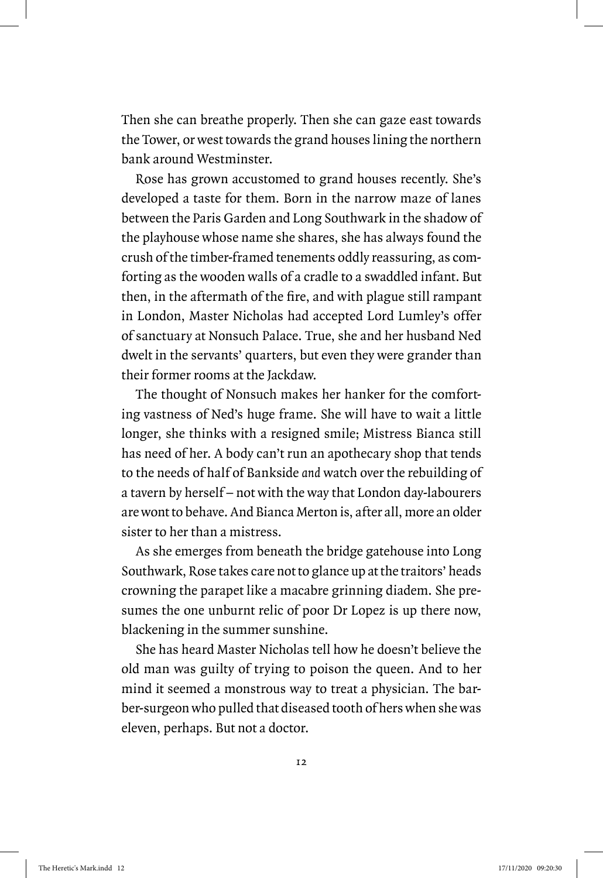Then she can breathe properly. Then she can gaze east towards the Tower, or west towards the grand houses lining the northern bank around Westminster.

Rose has grown accustomed to grand houses recently. She's developed a taste for them. Born in the narrow maze of lanes between the Paris Garden and Long Southwark in the shadow of the playhouse whose name she shares, she has always found the crush of the timber-framed tenements oddly reassuring, as comforting as the wooden walls of a cradle to a swaddled infant. But then, in the aftermath of the fire, and with plague still rampant in London, Master Nicholas had accepted Lord Lumley's offer of sanctuary at Nonsuch Palace. True, she and her husband Ned dwelt in the servants' quarters, but even they were grander than their former rooms at the Jackdaw.

The thought of Nonsuch makes her hanker for the comforting vastness of Ned's huge frame. She will have to wait a little longer, she thinks with a resigned smile; Mistress Bianca still has need of her. A body can't run an apothecary shop that tends to the needs of half of Bankside *and* watch over the rebuilding of a tavern by herself – not with the way that London day-labourers are wont to behave. And Bianca Merton is, after all, more an older sister to her than a mistress.

As she emerges from beneath the bridge gatehouse into Long Southwark, Rose takes care not to glance up at the traitors' heads crowning the parapet like a macabre grinning diadem. She presumes the one unburnt relic of poor Dr Lopez is up there now, blackening in the summer sunshine.

She has heard Master Nicholas tell how he doesn't believe the old man was guilty of trying to poison the queen. And to her mind it seemed a monstrous way to treat a physician. The barber-surgeon who pulled that diseased tooth of hers when she was eleven, perhaps. But not a doctor.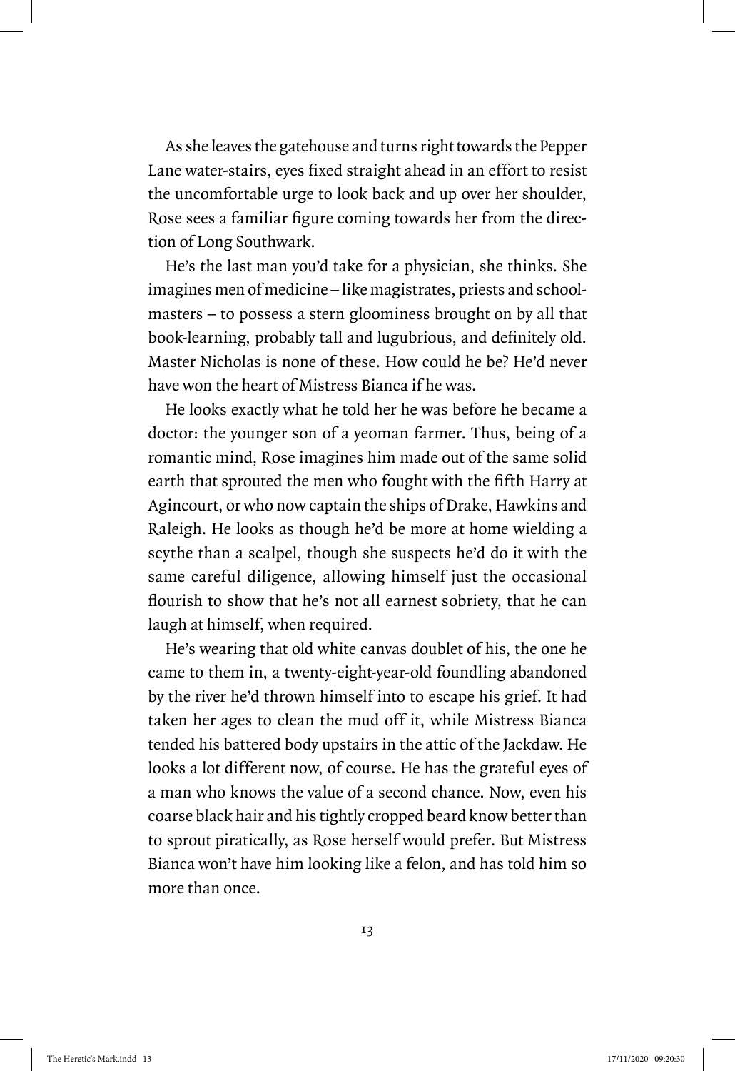As she leaves the gatehouse and turns right towards the Pepper Lane water-stairs, eyes fixed straight ahead in an effort to resist the uncomfortable urge to look back and up over her shoulder, Rose sees a familiar figure coming towards her from the direction of Long Southwark.

He's the last man you'd take for a physician, she thinks. She imagines men of medicine – like magistrates, priests and schoolmasters – to possess a stern gloominess brought on by all that book-learning, probably tall and lugubrious, and definitely old. Master Nicholas is none of these. How could he be? He'd never have won the heart of Mistress Bianca if he was.

He looks exactly what he told her he was before he became a doctor: the younger son of a yeoman farmer. Thus, being of a romantic mind, Rose imagines him made out of the same solid earth that sprouted the men who fought with the fifth Harry at Agincourt, or who now captain the ships of Drake, Hawkins and Raleigh. He looks as though he'd be more at home wielding a scythe than a scalpel, though she suspects he'd do it with the same careful diligence, allowing himself just the occasional flourish to show that he's not all earnest sobriety, that he can laugh at himself, when required.

He's wearing that old white canvas doublet of his, the one he came to them in, a twenty-eight-year-old foundling abandoned by the river he'd thrown himself into to escape his grief. It had taken her ages to clean the mud off it, while Mistress Bianca tended his battered body upstairs in the attic of the Jackdaw. He looks a lot different now, of course. He has the grateful eyes of a man who knows the value of a second chance. Now, even his coarse black hair and his tightly cropped beard know better than to sprout piratically, as Rose herself would prefer. But Mistress Bianca won't have him looking like a felon, and has told him so more than once.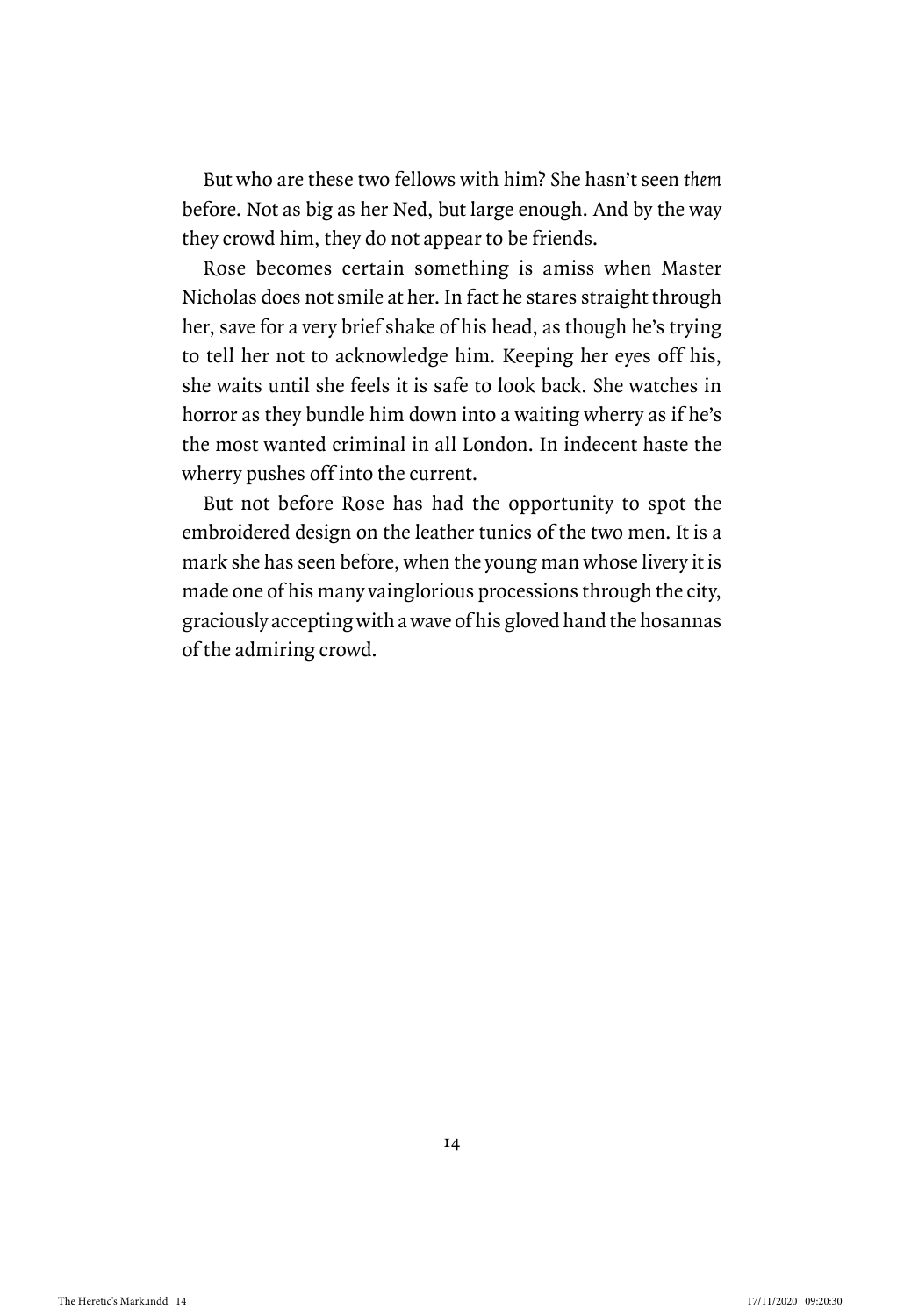But who are these two fellows with him? She hasn't seen *them* before. Not as big as her Ned, but large enough. And by the way they crowd him, they do not appear to be friends.

Rose becomes certain something is amiss when Master Nicholas does not smile at her. In fact he stares straight through her, save for a very brief shake of his head, as though he's trying to tell her not to acknowledge him. Keeping her eyes off his, she waits until she feels it is safe to look back. She watches in horror as they bundle him down into a waiting wherry as if he's the most wanted criminal in all London. In indecent haste the wherry pushes off into the current.

But not before Rose has had the opportunity to spot the embroidered design on the leather tunics of the two men. It is a mark she has seen before, when the young man whose livery it is made one of his many vainglorious processions through the city, graciously accepting with a wave of his gloved hand the hosannas of the admiring crowd.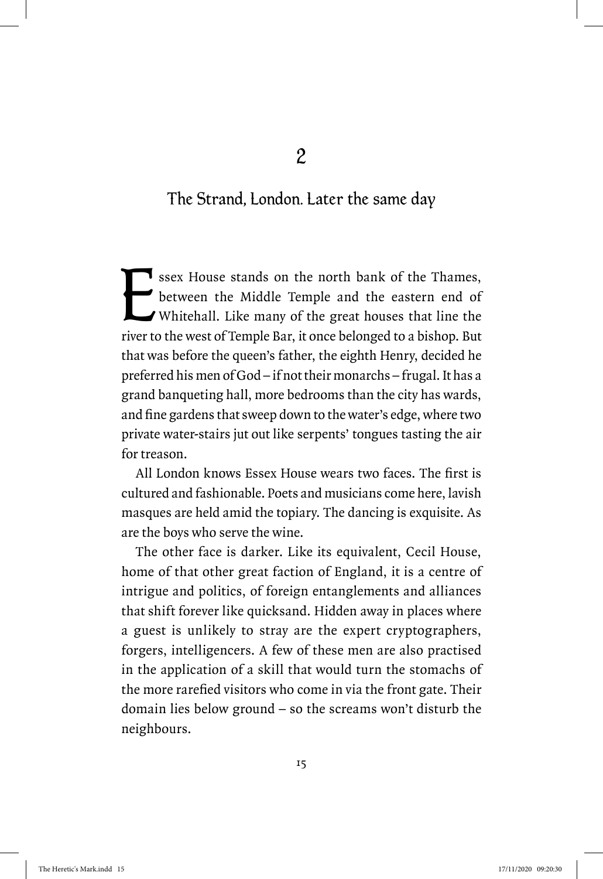## 2

### The Strand, London. Later the same day

Essex House stands on the north bank of the Thames, between the Middle Temple and the eastern end of Whitehall. Like many of the great houses that line the river to the west of Temple Bar, it once belonged to a bishop. But that was before the queen's father, the eighth Henry, decided he preferred his men of God – if not their monarchs – frugal. It has a grand banqueting hall, more bedrooms than the city has wards, and fine gardens that sweep down to the water's edge, where two private water-stairs jut out like serpents' tongues tasting the air for treason.

All London knows Essex House wears two faces. The first is cultured and fashionable. Poets and musicians come here, lavish masques are held amid the topiary. The dancing is exquisite. As are the boys who serve the wine.

The other face is darker. Like its equivalent, Cecil House, home of that other great faction of England, it is a centre of intrigue and politics, of foreign entanglements and alliances that shift forever like quicksand. Hidden away in places where a guest is unlikely to stray are the expert cryptographers, forgers, intelligencers. A few of these men are also practised in the application of a skill that would turn the stomachs of the more rarefied visitors who come in via the front gate. Their domain lies below ground – so the screams won't disturb the neighbours.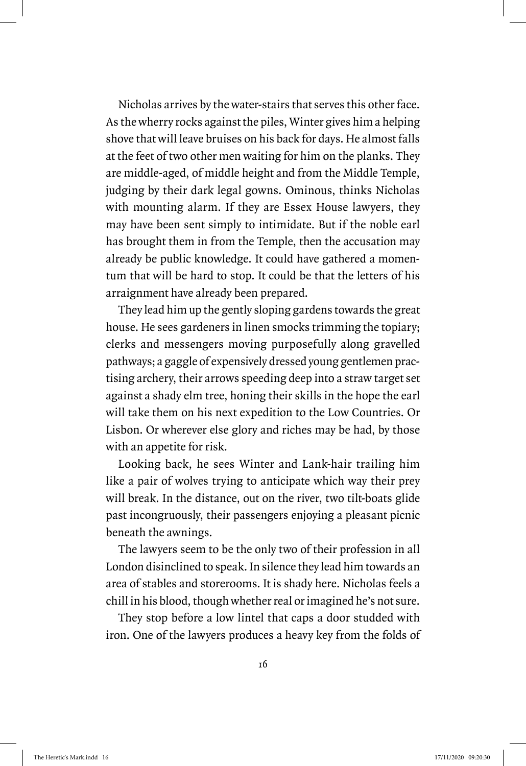Nicholas arrives by the water-stairs that serves this other face. As the wherry rocks against the piles, Winter gives him a helping shove that will leave bruises on his back for days. He almost falls at the feet of two other men waiting for him on the planks. They are middle-aged, of middle height and from the Middle Temple, judging by their dark legal gowns. Ominous, thinks Nicholas with mounting alarm. If they are Essex House lawyers, they may have been sent simply to intimidate. But if the noble earl has brought them in from the Temple, then the accusation may already be public knowledge. It could have gathered a momentum that will be hard to stop. It could be that the letters of his arraignment have already been prepared.

They lead him up the gently sloping gardens towards the great house. He sees gardeners in linen smocks trimming the topiary; clerks and messengers moving purposefully along gravelled pathways; a gaggle of expensively dressed young gentlemen practising archery, their arrows speeding deep into a straw target set against a shady elm tree, honing their skills in the hope the earl will take them on his next expedition to the Low Countries. Or Lisbon. Or wherever else glory and riches may be had, by those with an appetite for risk.

Looking back, he sees Winter and Lank-hair trailing him like a pair of wolves trying to anticipate which way their prey will break. In the distance, out on the river, two tilt-boats glide past incongruously, their passengers enjoying a pleasant picnic beneath the awnings.

The lawyers seem to be the only two of their profession in all London disinclined to speak. In silence they lead him towards an area of stables and storerooms. It is shady here. Nicholas feels a chill in his blood, though whether real or imagined he's not sure.

They stop before a low lintel that caps a door studded with iron. One of the lawyers produces a heavy key from the folds of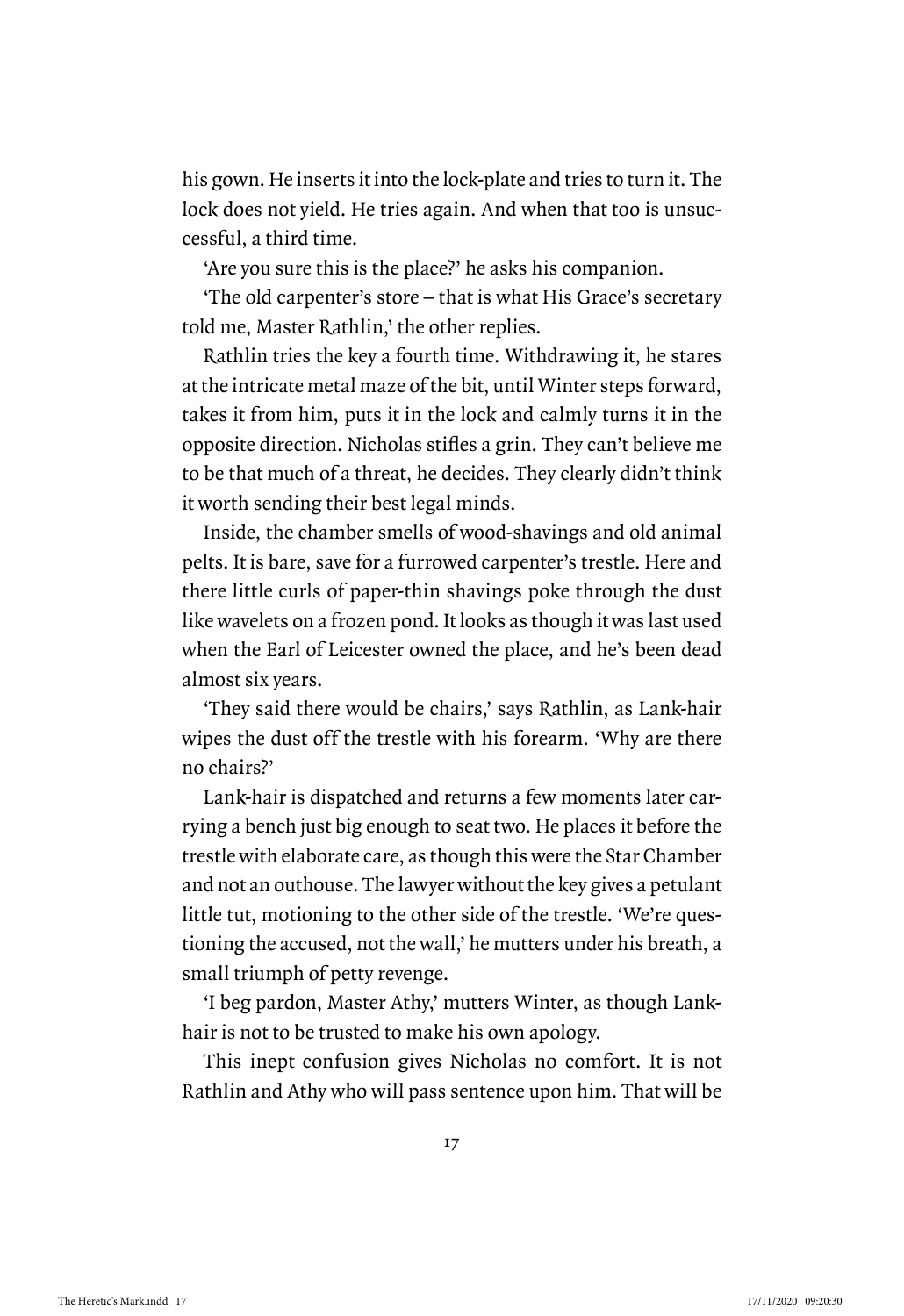his gown. He inserts it into the lock-plate and tries to turn it. The lock does not yield. He tries again. And when that too is unsuccessful, a third time.

'Are you sure this is the place?' he asks his companion.

'The old carpenter's store – that is what His Grace's secretary told me, Master Rathlin,' the other replies.

Rathlin tries the key a fourth time. Withdrawing it, he stares at the intricate metal maze of the bit, until Winter steps forward, takes it from him, puts it in the lock and calmly turns it in the opposite direction. Nicholas stifles a grin. They can't believe me to be that much of a threat, he decides. They clearly didn't think it worth sending their best legal minds.

Inside, the chamber smells of wood-shavings and old animal pelts. It is bare, save for a furrowed carpenter's trestle. Here and there little curls of paper-thin shavings poke through the dust like wavelets on a frozen pond. It looks as though it was last used when the Earl of Leicester owned the place, and he's been dead almost six years.

'They said there would be chairs,' says Rathlin, as Lank-hair wipes the dust off the trestle with his forearm. 'Why are there no chairs?'

Lank-hair is dispatched and returns a few moments later carrying a bench just big enough to seat two. He places it before the trestle with elaborate care, as though this were the Star Chamber and not an outhouse. The lawyer without the key gives a petulant little tut, motioning to the other side of the trestle. 'We're questioning the accused, not the wall,' he mutters under his breath, a small triumph of petty revenge.

'I beg pardon, Master Athy,' mutters Winter, as though Lank-hair is not to be trusted to make his own apology.

This inept confusion gives Nicholas no comfort. It is not Rathlin and Athy who will pass sentence upon him. That will be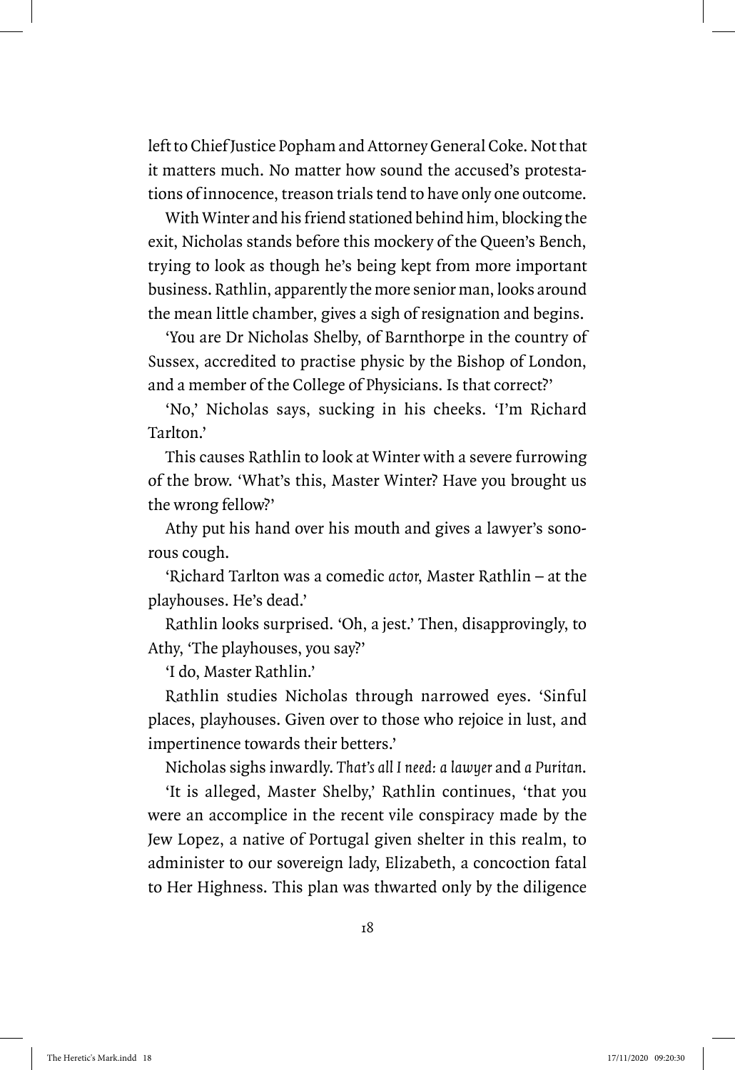left to Chief Justice Popham and Attorney General Coke. Not that it matters much. No matter how sound the accused's protestations of innocence, treason trials tend to have only one outcome.

With Winter and his friend stationed behind him, blocking the exit, Nicholas stands before this mockery of the Queen's Bench, trying to look as though he's being kept from more important business. Rathlin, apparently the more senior man, looks around the mean little chamber, gives a sigh of resignation and begins.

'You are Dr Nicholas Shelby, of Barnthorpe in the country of Sussex, accredited to practise physic by the Bishop of London, and a member of the College of Physicians. Is that correct?'

'No,' Nicholas says, sucking in his cheeks. 'I'm Richard Tarlton.'

This causes Rathlin to look at Winter with a severe furrowing of the brow. 'What's this, Master Winter? Have you brought us the wrong fellow?'

Athy put his hand over his mouth and gives a lawyer's sonorous cough.

'Richard Tarlton was a comedic *actor*, Master Rathlin – at the playhouses. He's dead.'

Rathlin looks surprised. 'Oh, a jest.' Then, disapprovingly, to Athy, 'The playhouses, you say?'

'I do, Master Rathlin.'

Rathlin studies Nicholas through narrowed eyes. 'Sinful places, playhouses. Given over to those who rejoice in lust, and impertinence towards their betters.'

Nicholas sighs inwardly. *That's all I need: a lawyer* and *a Puritan*.

'It is alleged, Master Shelby,' Rathlin continues, 'that you were an accomplice in the recent vile conspiracy made by the Jew Lopez, a native of Portugal given shelter in this realm, to administer to our sovereign lady, Elizabeth, a concoction fatal to Her Highness. This plan was thwarted only by the diligence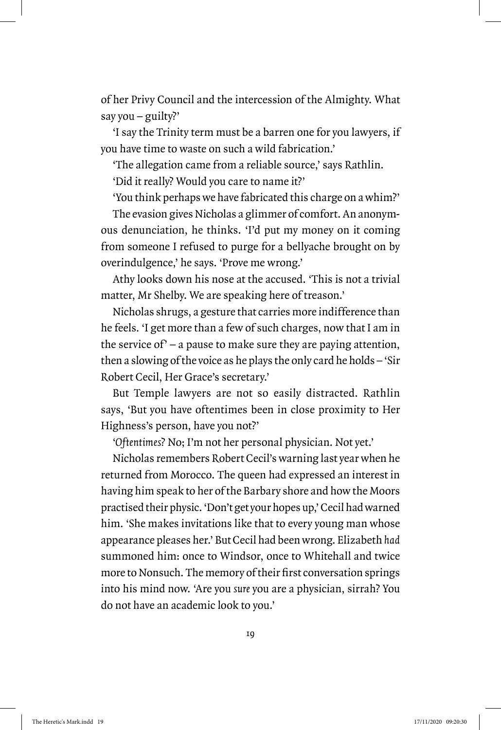of her Privy Council and the intercession of the Almighty. What say you – guilty?'

'I say the Trinity term must be a barren one for you lawyers, if you have time to waste on such a wild fabrication.'

'The allegation came from a reliable source,' says Rathlin.

'Did it really? Would you care to name it?'

'You think perhaps we have fabricated this charge on a whim?'

The evasion gives Nicholas a glimmer of comfort. An anonymous denunciation, he thinks. 'I'd put my money on it coming from someone I refused to purge for a bellyache brought on by overindulgence,' he says. 'Prove me wrong.'

Athy looks down his nose at the accused. 'This is not a trivial matter, Mr Shelby. We are speaking here of treason.'

Nicholas shrugs, a gesture that carries more indifference than he feels. 'I get more than a few of such charges, now that I am in the service of' – a pause to make sure they are paying attention, then a slowing of the voice as he plays the only card he holds – 'Sir Robert Cecil, Her Grace's secretary.'

But Temple lawyers are not so easily distracted. Rathlin says, 'But you have oftentimes been in close proximity to Her Highness's person, have you not?'

'*Oftentimes*? No; I'm not her personal physician. Not yet.'

Nicholas remembers Robert Cecil's warning last year when he returned from Morocco. The queen had expressed an interest in having him speak to her of the Barbary shore and how the Moors practised their physic. 'Don't get your hopes up,' Cecil had warned him. 'She makes invitations like that to every young man whose appearance pleases her.' But Cecil had been wrong. Elizabeth *had* summoned him: once to Windsor, once to Whitehall and twice more to Nonsuch. The memory of their first conversation springs into his mind now. 'Are you *sure* you are a physician, sirrah? You do not have an academic look to you.'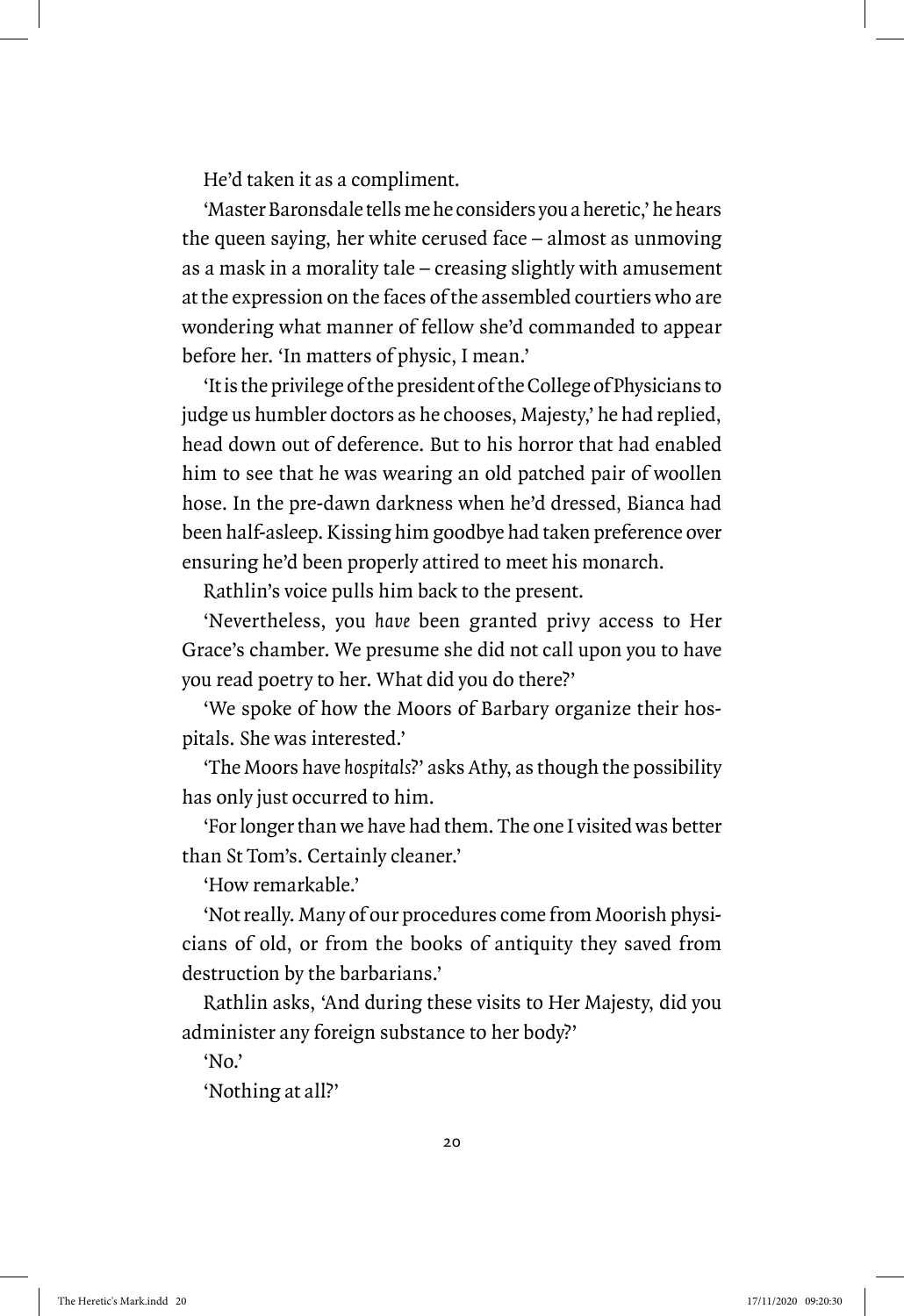He'd taken it as a compliment.

'Master Baronsdale tells me he considers you a heretic,' he hears the queen saying, her white cerused face – almost as unmoving as a mask in a morality tale – creasing slightly with amusement at the expression on the faces of the assembled courtiers who are wondering what manner of fellow she'd commanded to appear before her. 'In matters of physic, I mean.'

'It is the privilege of the president of the College of Physicians to judge us humbler doctors as he chooses, Majesty,' he had replied, head down out of deference. But to his horror that had enabled him to see that he was wearing an old patched pair of woollen hose. In the pre-dawn darkness when he'd dressed, Bianca had been half-asleep. Kissing him goodbye had taken preference over ensuring he'd been properly attired to meet his monarch.

Rathlin's voice pulls him back to the present.

'Nevertheless, you *have* been granted privy access to Her Grace's chamber. We presume she did not call upon you to have you read poetry to her. What did you do there?'

'We spoke of how the Moors of Barbary organize their hospitals. She was interested.'

'The Moors have *hospitals*?' asks Athy, as though the possibility has only just occurred to him.

'For longer than we have had them. The one I visited was better than St Tom's. Certainly cleaner.'

'How remarkable.'

'Not really. Many of our procedures come from Moorish physicians of old, or from the books of antiquity they saved from destruction by the barbarians.'

Rathlin asks, 'And during these visits to Her Majesty, did you administer any foreign substance to her body?'

'No.'

'Nothing at all?'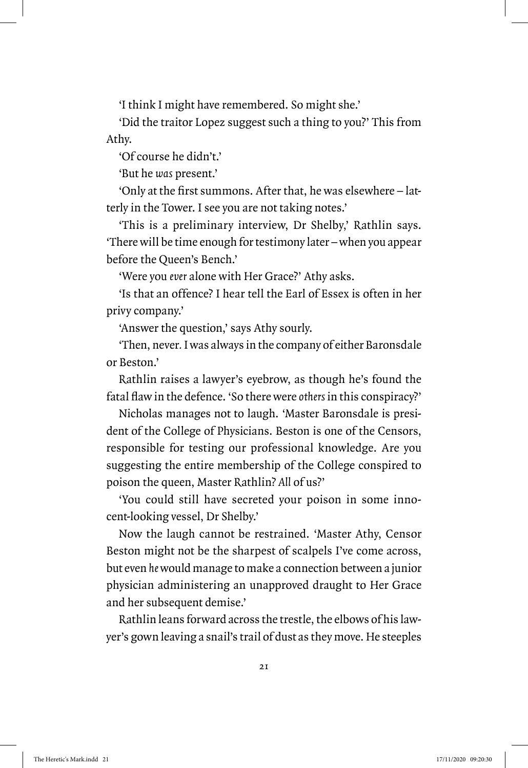'I think I might have remembered. So might she.'

'Did the traitor Lopez suggest such a thing to you?' This from Athy.

'Of course he didn't.'

'But he *was* present.'

'Only at the first summons. After that, he was elsewhere – latterly in the Tower. I see you are not taking notes.'

'This is a preliminary interview, Dr Shelby,' Rathlin says. 'There will be time enough for testimony later – when you appear before the Queen's Bench.'

'Were you *ever* alone with Her Grace?' Athy asks.

'Is that an offence? I hear tell the Earl of Essex is often in her privy company.'

'Answer the question,' says Athy sourly.

'Then, never. I was always in the company of either Baronsdale or Beston.'

Rathlin raises a lawyer's eyebrow, as though he's found the fatal flaw in the defence. 'So there were *others* in this conspiracy?'

Nicholas manages not to laugh. 'Master Baronsdale is president of the College of Physicians. Beston is one of the Censors, responsible for testing our professional knowledge. Are you suggesting the entire membership of the College conspired to poison the queen, Master Rathlin? *All* of us?'

'You could still have secreted your poison in some innocent-looking vessel, Dr Shelby.'

Now the laugh cannot be restrained. 'Master Athy, Censor Beston might not be the sharpest of scalpels I've come across, but even *he* would manage to make a connection between a junior physician administering an unapproved draught to Her Grace and her subsequent demise.'

Rathlin leans forward across the trestle, the elbows of his lawyer's gown leaving a snail's trail of dust as they move. He steeples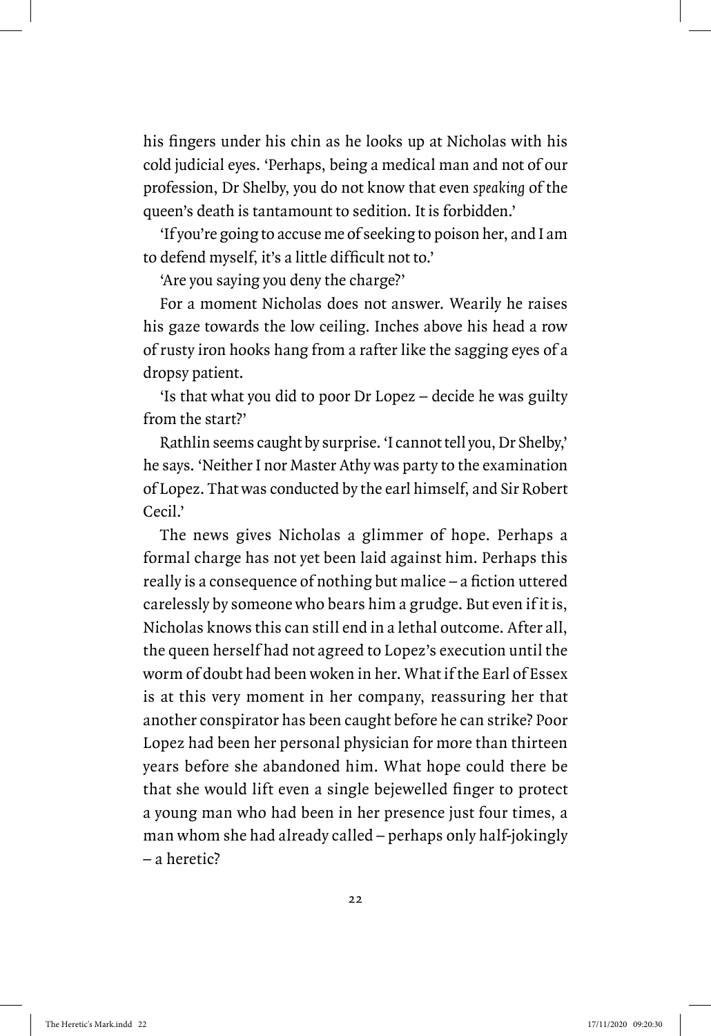his fingers under his chin as he looks up at Nicholas with his cold judicial eyes. 'Perhaps, being a medical man and not of our profession, Dr Shelby, you do not know that even *speaking* of the queen's death is tantamount to sedition. It is forbidden.'

'If you're going to accuse me of seeking to poison her, and I am to defend myself, it's a little difficult not to.'

'Are you saying you deny the charge?'

For a moment Nicholas does not answer. Wearily he raises his gaze towards the low ceiling. Inches above his head a row of rusty iron hooks hang from a rafter like the sagging eyes of a dropsy patient.

'Is that what you did to poor Dr Lopez – decide he was guilty from the start?'

Rathlin seems caught by surprise. 'I cannot tell you, Dr Shelby,' he says. 'Neither I nor Master Athy was party to the examination of Lopez. That was conducted by the earl himself, and Sir Robert Cecil.'

The news gives Nicholas a glimmer of hope. Perhaps a formal charge has not yet been laid against him. Perhaps this really is a consequence of nothing but malice – a fiction uttered carelessly by someone who bears him a grudge. But even if it is, Nicholas knows this can still end in a lethal outcome. After all, the queen herself had not agreed to Lopez's execution until the worm of doubt had been woken in her. What if the Earl of Essex is at this very moment in her company, reassuring her that another conspirator has been caught before he can strike? Poor Lopez had been her personal physician for more than thirteen years before she abandoned him. What hope could there be that she would lift even a single bejewelled finger to protect a young man who had been in her presence just four times, a man whom she had already called – perhaps only half-jokingly – a heretic?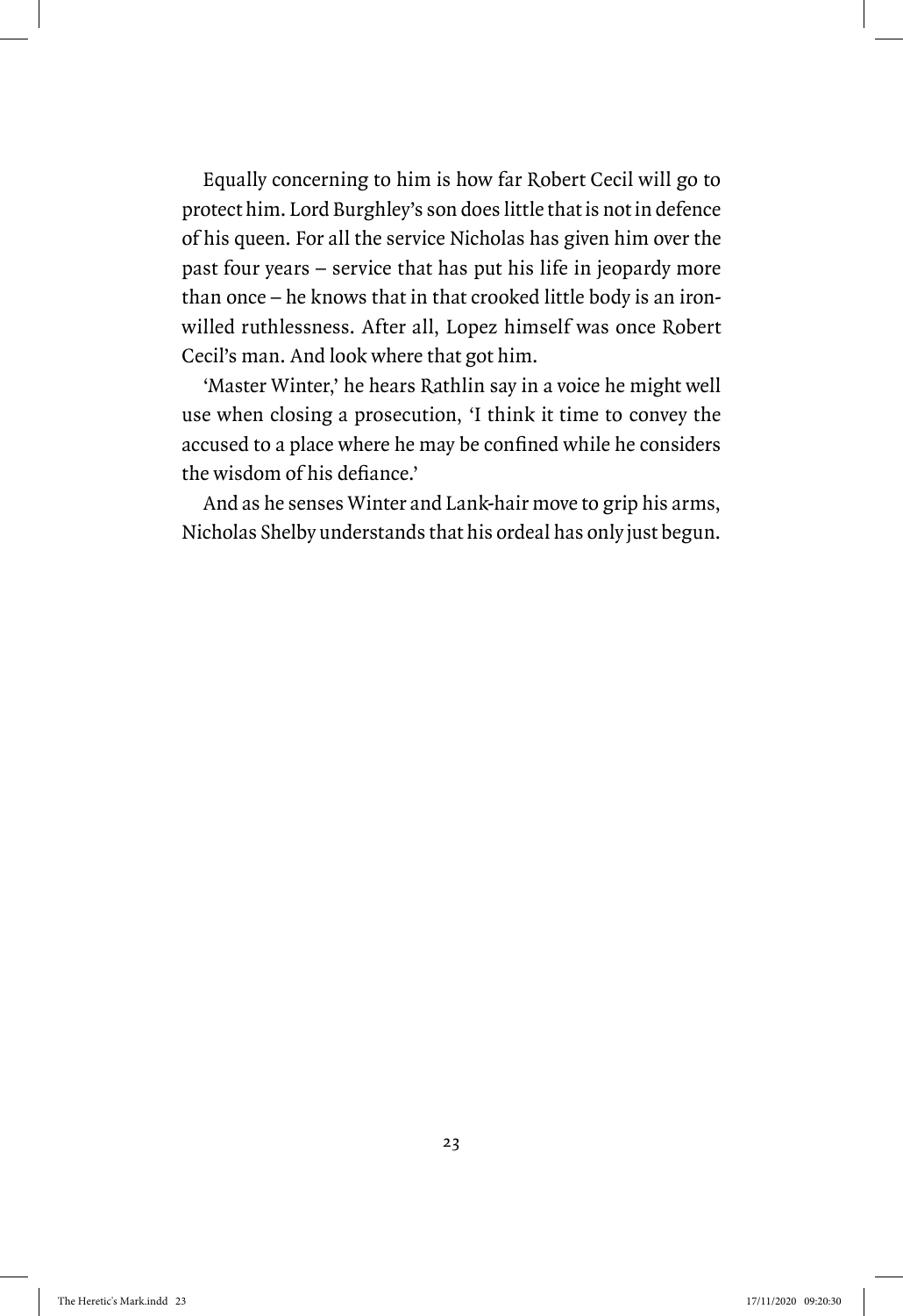Equally concerning to him is how far Robert Cecil will go to protect him. Lord Burghley's son does little that is not in defence of his queen. For all the service Nicholas has given him over the past four years – service that has put his life in jeopardy more than once – he knows that in that crooked little body is an iron-willed ruthlessness. After all, Lopez himself was once Robert Cecil's man. And look where that got him.

'Master Winter,' he hears Rathlin say in a voice he might well use when closing a prosecution, 'I think it time to convey the accused to a place where he may be confined while he considers the wisdom of his defiance.'

And as he senses Winter and Lank-hair move to grip his arms, Nicholas Shelby understands that his ordeal has only just begun.